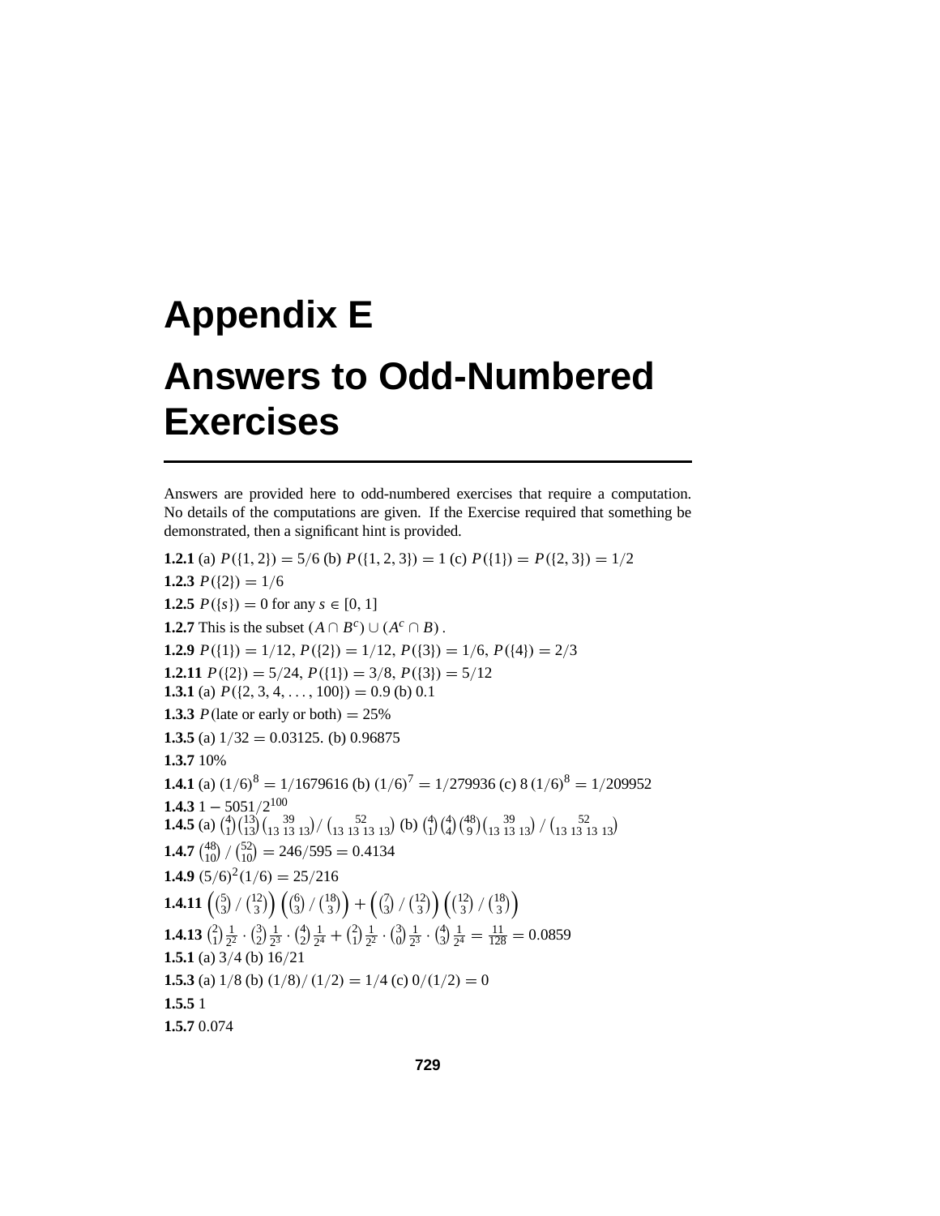# Appendix E

# Answers to Odd-Numbered Exercises

Answers are provided here to odd-numbered exercises that require a computation. No details of the computations are given. If the Exercise required that something be demonstrated, then a significant hint is provided.

**1.2.1** (a) $P(\{1,2\}) = 5/6$ (b) $P(\{1,2,3\}) = 1$ (c) $P(\{1\}) = P(\{2,3\}) = 1/2$

**1.2.3** $P(\{2\}) = 1/6$

**1.2.5** $P(\{s\}) = 0$ for any $s \in [0,1]$

**1.2.7** This is the subset $(A \cap B^c) \cup (A^c \cap B)$.

**1.2.9** $P(\{1\}) = 1/12$, $P(\{2\}) = 1/12$, $P(\{3\}) = 1/6$, $P(\{4\}) = 2/3$

**1.2.11** $P(\{2\}) = 5/24$, $P(\{1\}) = 3/8$, $P(\{3\}) = 5/12$

**1.3.1** (a) $P(\{2,3,4,\ldots,100\}) = 0.9$ (b) $0.1$

**1.3.3** $P(\text{late or early or both}) = 25\%$

**1.3.5** (a) $1/32 = 0.03125$. (b) $0.96875$

**1.3.7** 10%

**1.4.1** (a) $(1/6)^8 = 1/1679616$ (b) $(1/6)^7 = 1/279936$ (c) $8\,(1/6)^8 = 1/209952$

**1.4.3** $1 - 5051/2^{100}$

**1.4.5** (a) $\binom{4}{1}\binom{13}{13}\binom{39}{13\ 13\ 13} / \binom{52}{13\ 13\ 13\ 13}$ (b) $\binom{4}{1}\binom{4}{4}\binom{48}{9}\binom{39}{13\ 13\ 13} / \binom{52}{13\ 13\ 13\ 13}$

**1.4.7** $\binom{48}{10} / \binom{52}{10} = 246/595 = 0.4134$

**1.4.9** $(5/6)^2(1/6) = 25/216$

**1.4.11** $\left(\binom{5}{3} / \binom{12}{3}\right)\left(\binom{6}{3} / \binom{18}{3}\right) + \left(\binom{7}{3} / \binom{12}{3}\right)\left(\binom{12}{3} / \binom{18}{3}\right)$

**1.4.13** $\binom{2}{1}\frac{1}{2^2} \cdot \binom{3}{2}\frac{1}{2^3} \cdot \binom{4}{2}\frac{1}{2^4} + \binom{2}{1}\frac{1}{2^2} \cdot \binom{3}{0}\frac{1}{2^3} \cdot \binom{4}{3}\frac{1}{2^4} = \frac{11}{128} = 0.0859$

**1.5.1** (a) $3/4$ (b) $16/21$

**1.5.3** (a) $1/8$ (b) $(1/8)/(1/2) = 1/4$ (c) $0/(1/2) = 0$

**1.5.5** 1

**1.5.7** 0.074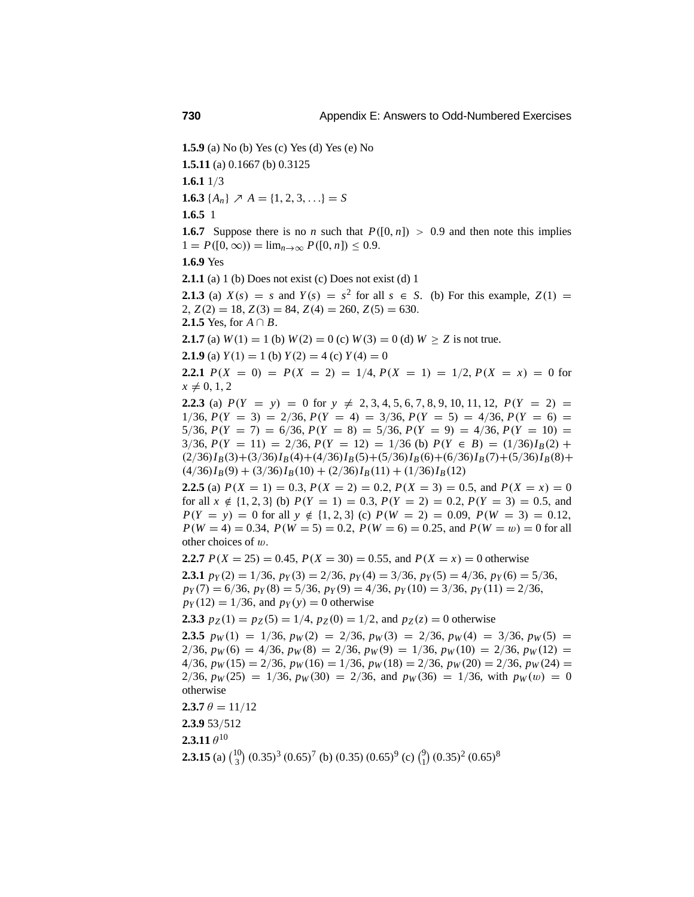**1.5.9** (a) No (b) Yes (c) Yes (d) Yes (e) No

**1.5.11** (a) 0.1667 (b) 0.3125

**1.6.1** $1/3$

**1.6.3** $\{A_n\} \nearrow A = \{1, 2, 3, \ldots\} = S$

**1.6.5** 1

**1.6.7** Suppose there is no $n$ such that $P([0, n]) > 0.9$ and then note this implies $1 = P([0, \infty)) = \lim_{n\to\infty} P([0, n]) \leq 0.9$.

**1.6.9** Yes

**2.1.1** (a) 1 (b) Does not exist (c) Does not exist (d) 1

**2.1.3** (a) $X(s) = s$ and $Y(s) = s^2$ for all $s \in S$. (b) For this example, $Z(1) = 2$, $Z(2) = 18$, $Z(3) = 84$, $Z(4) = 260$, $Z(5) = 630$.

**2.1.5** Yes, for $A \cap B$.

**2.1.7** (a) $W(1) = 1$ (b) $W(2) = 0$ (c) $W(3) = 0$ (d) $W \geq Z$ is not true.

**2.1.9** (a) $Y(1) = 1$ (b) $Y(2) = 4$ (c) $Y(4) = 0$

**2.2.1** $P(X = 0) = P(X = 2) = 1/4$, $P(X = 1) = 1/2$, $P(X = x) = 0$ for $x \neq 0, 1, 2$

**2.2.3** (a) $P(Y = y) = 0$ for $y \neq 2, 3, 4, 5, 6, 7, 8, 9, 10, 11, 12$, $P(Y = 2) = 1/36$, $P(Y = 3) = 2/36$, $P(Y = 4) = 3/36$, $P(Y = 5) = 4/36$, $P(Y = 6) = 5/36$, $P(Y = 7) = 6/36$, $P(Y = 8) = 5/36$, $P(Y = 9) = 4/36$, $P(Y = 10) = 3/36$, $P(Y = 11) = 2/36$, $P(Y = 12) = 1/36$ (b) $P(Y \in B) = (1/36)I_B(2) + (2/36)I_B(3) + (3/36)I_B(4) + (4/36)I_B(5) + (5/36)I_B(6) + (6/36)I_B(7) + (5/36)I_B(8) + (4/36)I_B(9) + (3/36)I_B(10) + (2/36)I_B(11) + (1/36)I_B(12)$

**2.2.5** (a) $P(X = 1) = 0.3$, $P(X = 2) = 0.2$, $P(X = 3) = 0.5$, and $P(X = x) = 0$ for all $x \notin \{1, 2, 3\}$ (b) $P(Y = 1) = 0.3$, $P(Y = 2) = 0.2$, $P(Y = 3) = 0.5$, and $P(Y = y) = 0$ for all $y \notin \{1, 2, 3\}$ (c) $P(W = 2) = 0.09$, $P(W = 3) = 0.12$, $P(W = 4) = 0.34$, $P(W = 5) = 0.2$, $P(W = 6) = 0.25$, and $P(W = w) = 0$ for all other choices of $w$.

**2.2.7** $P(X = 25) = 0.45$, $P(X = 30) = 0.55$, and $P(X = x) = 0$ otherwise

**2.3.1** $p_Y(2) = 1/36$, $p_Y(3) = 2/36$, $p_Y(4) = 3/36$, $p_Y(5) = 4/36$, $p_Y(6) = 5/36$, $p_Y(7) = 6/36$, $p_Y(8) = 5/36$, $p_Y(9) = 4/36$, $p_Y(10) = 3/36$, $p_Y(11) = 2/36$, $p_Y(12) = 1/36$, and $p_Y(y) = 0$ otherwise

**2.3.3** $p_Z(1) = p_Z(5) = 1/4$, $p_Z(0) = 1/2$, and $p_Z(z) = 0$ otherwise

**2.3.5** $p_W(1) = 1/36$, $p_W(2) = 2/36$, $p_W(3) = 2/36$, $p_W(4) = 3/36$, $p_W(5) = 2/36$, $p_W(6) = 4/36$, $p_W(8) = 2/36$, $p_W(9) = 1/36$, $p_W(10) = 2/36$, $p_W(12) = 4/36$, $p_W(15) = 2/36$, $p_W(16) = 1/36$, $p_W(18) = 2/36$, $p_W(20) = 2/36$, $p_W(24) = 2/36$, $p_W(25) = 1/36$, $p_W(30) = 2/36$, and $p_W(36) = 1/36$, with $p_W(w) = 0$ otherwise

**2.3.7** $\theta = 11/12$

**2.3.9** $53/512$

**2.3.11** $\theta^{10}$

**2.3.15** (a) $\binom{10}{3} (0.35)^3 (0.65)^7$ (b) $(0.35)(0.65)^9$ (c) $\binom{9}{1} (0.35)^2 (0.65)^8$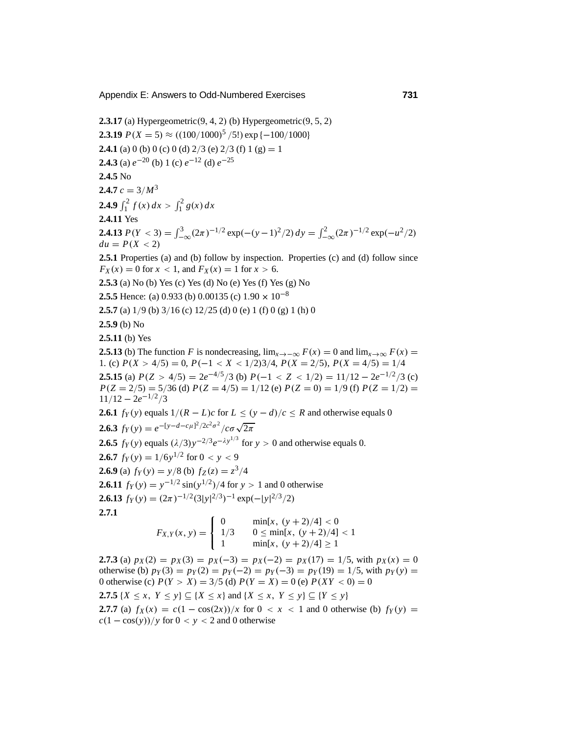**2.3.17** (a) Hypergeometric(9, 4, 2) (b) Hypergeometric(9, 5, 2)

**2.3.19** $P(X = 5) \approx ((100/1000)^5/5!) \exp\{-100/1000\}$

**2.4.1** (a) 0 (b) 0 (c) 0 (d) $2/3$ (e) $2/3$ (f) 1 (g) $= 1$

**2.4.3** (a) $e^{-20}$ (b) 1 (c) $e^{-12}$ (d) $e^{-25}$

**2.4.5** No

**2.4.7** $c = 3/M^3$

**2.4.9** $\int_1^2 f(x)\,dx > \int_1^2 g(x)\,dx$

**2.4.11** Yes

**2.4.13** $P(Y < 3) = \int_{-\infty}^{3} (2\pi)^{-1/2} \exp(-(y-1)^2/2)\,dy = \int_{-\infty}^{2} (2\pi)^{-1/2} \exp(-u^2/2)\,du = P(X < 2)$

**2.5.1** Properties (a) and (b) follow by inspection. Properties (c) and (d) follow since $F_X(x) = 0$ for $x < 1$, and $F_X(x) = 1$ for $x > 6$.

**2.5.3** (a) No (b) Yes (c) Yes (d) No (e) Yes (f) Yes (g) No

**2.5.5** Hence: (a) 0.933 (b) 0.00135 (c) $1.90 \times 10^{-8}$

**2.5.7** (a) $1/9$ (b) $3/16$ (c) $12/25$ (d) 0 (e) 1 (f) 0 (g) 1 (h) 0

**2.5.9** (b) No

**2.5.11** (b) Yes

**2.5.13** (b) The function $F$ is nondecreasing, $\lim_{x\to-\infty} F(x) = 0$ and $\lim_{x\to\infty} F(x) = 1$. (c) $P(X > 4/5) = 0$, $P(-1 < X < 1/2)3/4$, $P(X = 2/5)$, $P(X = 4/5) = 1/4$

**2.5.15** (a) $P(Z > 4/5) = 2e^{-4/5}/3$ (b) $P(-1 < Z < 1/2) = 11/12 - 2e^{-1/2}/3$ (c) $P(Z = 2/5) = 5/36$ (d) $P(Z = 4/5) = 1/12$ (e) $P(Z = 0) = 1/9$ (f) $P(Z = 1/2) = 11/12 - 2e^{-1/2}/3$

**2.6.1** $f_Y(y)$ equals $1/(R - L)c$ for $L \le (y - d)/c \le R$ and otherwise equals 0

**2.6.3** $f_Y(y) = e^{-[y-d-c\mu]^2/2c^2\sigma^2}/c\sigma\sqrt{2\pi}$

**2.6.5** $f_Y(y)$ equals $(\lambda/3)y^{-2/3}e^{-\lambda y^{1/3}}$ for $y > 0$ and otherwise equals 0.

**2.6.7** $f_Y(y) = 1/6y^{1/2}$ for $0 < y < 9$

**2.6.9** (a) $f_Y(y) = y/8$ (b) $f_Z(z) = z^3/4$

**2.6.11** $f_Y(y) = y^{-1/2}\sin(y^{1/2})/4$ for $y > 1$ and 0 otherwise

**2.6.13** $f_Y(y) = (2\pi)^{-1/2}(3|y|^{2/3})^{-1}\exp(-|y|^{2/3}/2)$

**2.7.1**

$$F_{X,Y}(x, y) = \begin{cases} 0 & \min[x,\ (y+2)/4] < 0 \\ 1/3 & 0 \le \min[x,\ (y+2)/4] < 1 \\ 1 & \min[x,\ (y+2)/4] \ge 1 \end{cases}$$

**2.7.3** (a) $p_X(2) = p_X(3) = p_X(-3) = p_X(-2) = p_X(17) = 1/5$, with $p_X(x) = 0$ otherwise (b) $p_Y(3) = p_Y(2) = p_Y(-2) = p_Y(-3) = p_Y(19) = 1/5$, with $p_Y(y) = 0$ otherwise (c) $P(Y > X) = 3/5$ (d) $P(Y = X) = 0$ (e) $P(XY < 0) = 0$

**2.7.5** $\{X \le x,\ Y \le y\} \subseteq \{X \le x\}$ and $\{X \le x,\ Y \le y\} \subseteq \{Y \le y\}$

**2.7.7** (a) $f_X(x) = c(1 - \cos(2x))/x$ for $0 < x < 1$ and 0 otherwise (b) $f_Y(y) = c(1 - \cos(y))/y$ for $0 < y < 2$ and 0 otherwise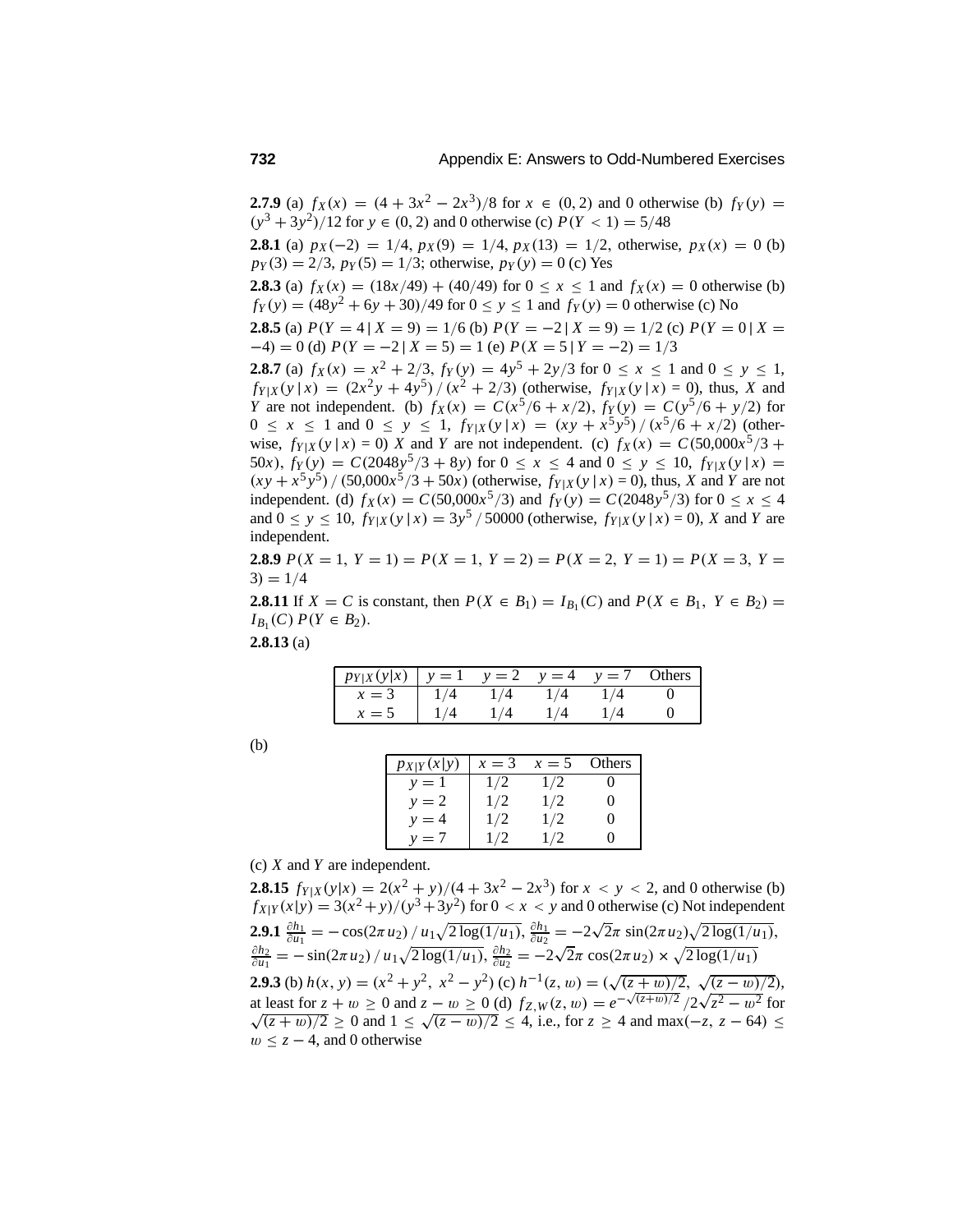**2.7.9** (a) $f_X(x) = (4 + 3x^2 - 2x^3)/8$ for $x \in (0, 2)$ and 0 otherwise (b) $f_Y(y) = (y^3 + 3y^2)/12$ for $y \in (0, 2)$ and 0 otherwise (c) $P(Y < 1) = 5/48$

**2.8.1** (a) $p_X(-2) = 1/4$, $p_X(9) = 1/4$, $p_X(13) = 1/2$, otherwise, $p_X(x) = 0$ (b) $p_Y(3) = 2/3$, $p_Y(5) = 1/3$; otherwise, $p_Y(y) = 0$ (c) Yes

**2.8.3** (a) $f_X(x) = (18x/49) + (40/49)$ for $0 \le x \le 1$ and $f_X(x) = 0$ otherwise (b) $f_Y(y) = (48y^2 + 6y + 30)/49$ for $0 \le y \le 1$ and $f_Y(y) = 0$ otherwise (c) No

**2.8.5** (a) $P(Y = 4 \mid X = 9) = 1/6$ (b) $P(Y = -2 \mid X = 9) = 1/2$ (c) $P(Y = 0 \mid X = -4) = 0$ (d) $P(Y = -2 \mid X = 5) = 1$ (e) $P(X = 5 \mid Y = -2) = 1/3$

**2.8.7** (a) $f_X(x) = x^2 + 2/3$, $f_Y(y) = 4y^5 + 2y/3$ for $0 \le x \le 1$ and $0 \le y \le 1$, $f_{Y|X}(y \mid x) = (2x^2y + 4y^5) / (x^2 + 2/3)$ (otherwise, $f_{Y|X}(y \mid x) = 0$), thus, $X$ and $Y$ are not independent. (b) $f_X(x) = C(x^5/6 + x/2)$, $f_Y(y) = C(y^5/6 + y/2)$ for $0 \le x \le 1$ and $0 \le y \le 1$, $f_{Y|X}(y \mid x) = (xy + x^5y^5) / (x^5/6 + x/2)$ (otherwise, $f_{Y|X}(y \mid x) = 0$) $X$ and $Y$ are not independent. (c) $f_X(x) = C(50{,}000x^5/3 + 50x)$, $f_Y(y) = C(2048y^5/3 + 8y)$ for $0 \le x \le 4$ and $0 \le y \le 10$, $f_{Y|X}(y \mid x) = (xy + x^5y^5) / (50{,}000x^5/3 + 50x)$ (otherwise, $f_{Y|X}(y \mid x) = 0$), thus, $X$ and $Y$ are not independent. (d) $f_X(x) = C(50{,}000x^5/3)$ and $f_Y(y) = C(2048y^5/3)$ for $0 \le x \le 4$ and $0 \le y \le 10$, $f_{Y|X}(y \mid x) = 3y^5 / 50000$ (otherwise, $f_{Y|X}(y \mid x) = 0$), $X$ and $Y$ are independent.

**2.8.9** $P(X = 1, Y = 1) = P(X = 1, Y = 2) = P(X = 2, Y = 1) = P(X = 3, Y = 3) = 1/4$

**2.8.11** If $X = C$ is constant, then $P(X \in B_1) = I_{B_1}(C)$ and $P(X \in B_1, Y \in B_2) = I_{B_1}(C)\, P(Y \in B_2)$.

**2.8.13** (a)

| $p_{Y\|X}(y\|x)$ | $y = 1$ | $y = 2$ | $y = 4$ | $y = 7$ | Others |
|---|---|---|---|---|---|
| $x = 3$ | $1/4$ | $1/4$ | $1/4$ | $1/4$ | 0 |
| $x = 5$ | $1/4$ | $1/4$ | $1/4$ | $1/4$ | 0 |

(b)

| $p_{X\|Y}(x\|y)$ | $x = 3$ | $x = 5$ | Others |
|---|---|---|---|
| $y = 1$ | $1/2$ | $1/2$ | 0 |
| $y = 2$ | $1/2$ | $1/2$ | 0 |
| $y = 4$ | $1/2$ | $1/2$ | 0 |
| $y = 7$ | $1/2$ | $1/2$ | 0 |

(c) $X$ and $Y$ are independent.

**2.8.15** $f_{Y|X}(y|x) = 2(x^2 + y)/(4 + 3x^2 - 2x^3)$ for $x < y < 2$, and 0 otherwise (b) $f_{X|Y}(x|y) = 3(x^2 + y)/(y^3 + 3y^2)$ for $0 < x < y$ and 0 otherwise (c) Not independent

**2.9.1** $\frac{\partial h_1}{\partial u_1} = -\cos(2\pi u_2) / u_1\sqrt{2\log(1/u_1)}$, $\frac{\partial h_1}{\partial u_2} = -2\sqrt{2}\pi \sin(2\pi u_2)\sqrt{2\log(1/u_1)}$, $\frac{\partial h_2}{\partial u_1} = -\sin(2\pi u_2) / u_1\sqrt{2\log(1/u_1)}$, $\frac{\partial h_2}{\partial u_2} = -2\sqrt{2}\pi \cos(2\pi u_2) \times \sqrt{2\log(1/u_1)}$

**2.9.3** (b) $h(x, y) = (x^2 + y^2,\ x^2 - y^2)$ (c) $h^{-1}(z, w) = (\sqrt{(z + w)/2},\ \sqrt{(z - w)/2})$, at least for $z + w \ge 0$ and $z - w \ge 0$ (d) $f_{Z,W}(z, w) = e^{-\sqrt{(z+w)/2}} / 2\sqrt{z^2 - w^2}$ for $\sqrt{(z + w)/2} \ge 0$ and $1 \le \sqrt{(z - w)/2} \le 4$, i.e., for $z \ge 4$ and $\max(-z,\ z - 64) \le w \le z - 4$, and 0 otherwise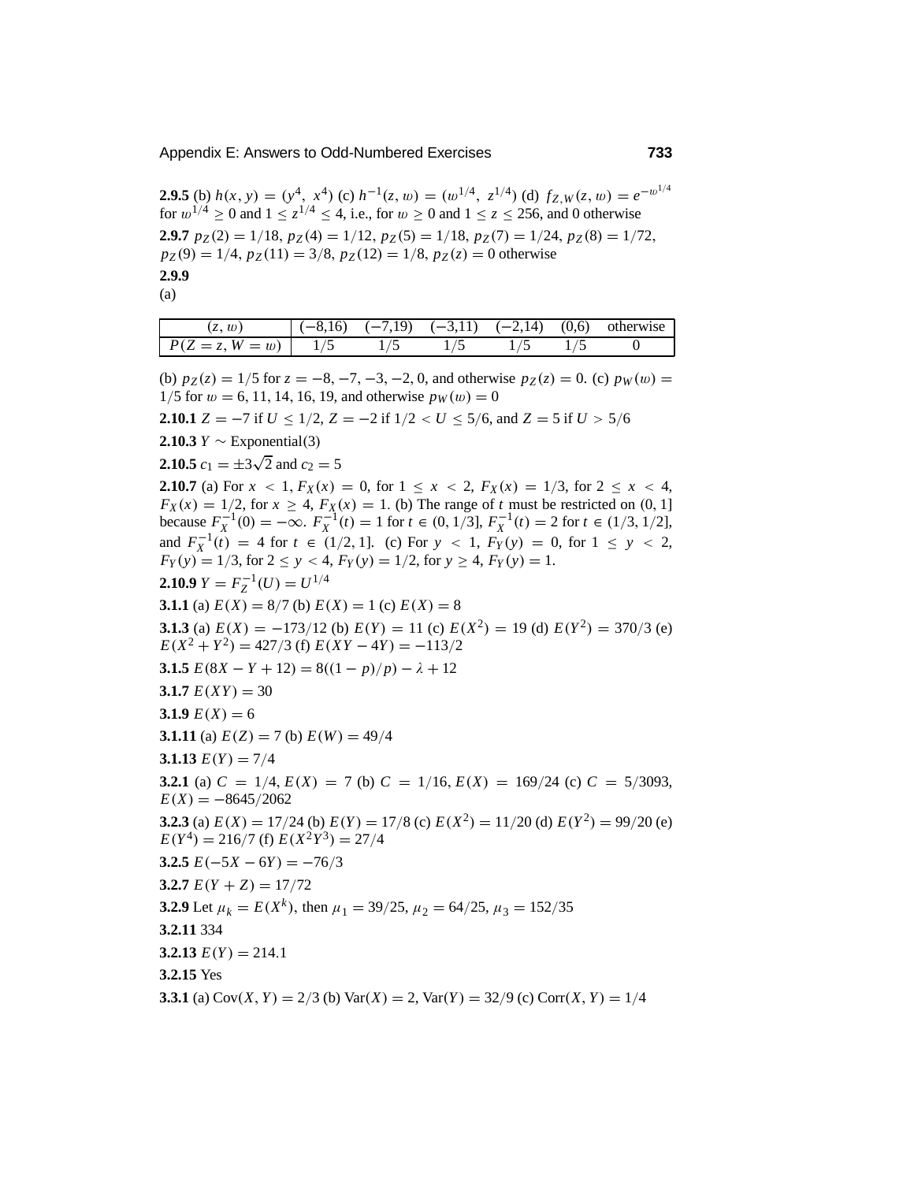**2.9.5** (b) $h(x, y) = (y^4,\ x^4)$ (c) $h^{-1}(z, w) = (w^{1/4},\ z^{1/4})$ (d) $f_{Z,W}(z, w) = e^{-w^{1/4}}$ for $w^{1/4} \geq 0$ and $1 \leq z^{1/4} \leq 4$, i.e., for $w \geq 0$ and $1 \leq z \leq 256$, and 0 otherwise

**2.9.7** $p_Z(2) = 1/18$, $p_Z(4) = 1/12$, $p_Z(5) = 1/18$, $p_Z(7) = 1/24$, $p_Z(8) = 1/72$, $p_Z(9) = 1/4$, $p_Z(11) = 3/8$, $p_Z(12) = 1/8$, $p_Z(z) = 0$ otherwise

**2.9.9**

(a)

| $(z, w)$ | $(-8,16)$ | $(-7,19)$ | $(-3,11)$ | $(-2,14)$ | $(0,6)$ | otherwise |
|---|---|---|---|---|---|---|
| $P(Z = z, W = w)$ | $1/5$ | $1/5$ | $1/5$ | $1/5$ | $1/5$ | 0 |

(b) $p_Z(z) = 1/5$ for $z = -8, -7, -3, -2, 0$, and otherwise $p_Z(z) = 0$. (c) $p_W(w) = 1/5$ for $w = 6, 11, 14, 16, 19$, and otherwise $p_W(w) = 0$

**2.10.1** $Z = -7$ if $U \leq 1/2$, $Z = -2$ if $1/2 < U \leq 5/6$, and $Z = 5$ if $U > 5/6$

**2.10.3** $Y \sim$ Exponential(3)

**2.10.5** $c_1 = \pm 3\sqrt{2}$ and $c_2 = 5$

**2.10.7** (a) For $x < 1$, $F_X(x) = 0$, for $1 \leq x < 2$, $F_X(x) = 1/3$, for $2 \leq x < 4$, $F_X(x) = 1/2$, for $x \geq 4$, $F_X(x) = 1$. (b) The range of $t$ must be restricted on $(0, 1]$ because $F_X^{-1}(0) = -\infty$. $F_X^{-1}(t) = 1$ for $t \in (0, 1/3]$, $F_X^{-1}(t) = 2$ for $t \in (1/3, 1/2]$, and $F_X^{-1}(t) = 4$ for $t \in (1/2, 1]$. (c) For $y < 1$, $F_Y(y) = 0$, for $1 \leq y < 2$, $F_Y(y) = 1/3$, for $2 \leq y < 4$, $F_Y(y) = 1/2$, for $y \geq 4$, $F_Y(y) = 1$.

**2.10.9** $Y = F_Z^{-1}(U) = U^{1/4}$

**3.1.1** (a) $E(X) = 8/7$ (b) $E(X) = 1$ (c) $E(X) = 8$

**3.1.3** (a) $E(X) = -173/12$ (b) $E(Y) = 11$ (c) $E(X^2) = 19$ (d) $E(Y^2) = 370/3$ (e) $E(X^2 + Y^2) = 427/3$ (f) $E(XY - 4Y) = -113/2$

**3.1.5** $E(8X - Y + 12) = 8((1 - p)/p) - \lambda + 12$

**3.1.7** $E(XY) = 30$

**3.1.9** $E(X) = 6$

**3.1.11** (a) $E(Z) = 7$ (b) $E(W) = 49/4$

**3.1.13** $E(Y) = 7/4$

**3.2.1** (a) $C = 1/4$, $E(X) = 7$ (b) $C = 1/16$, $E(X) = 169/24$ (c) $C = 5/3093$, $E(X) = -8645/2062$

**3.2.3** (a) $E(X) = 17/24$ (b) $E(Y) = 17/8$ (c) $E(X^2) = 11/20$ (d) $E(Y^2) = 99/20$ (e) $E(Y^4) = 216/7$ (f) $E(X^2Y^3) = 27/4$

**3.2.5** $E(-5X - 6Y) = -76/3$

**3.2.7** $E(Y + Z) = 17/72$

**3.2.9** Let $\mu_k = E(X^k)$, then $\mu_1 = 39/25$, $\mu_2 = 64/25$, $\mu_3 = 152/35$

**3.2.11** 334

**3.2.13** $E(Y) = 214.1$

**3.2.15** Yes

**3.3.1** (a) $\text{Cov}(X, Y) = 2/3$ (b) $\text{Var}(X) = 2$, $\text{Var}(Y) = 32/9$ (c) $\text{Corr}(X, Y) = 1/4$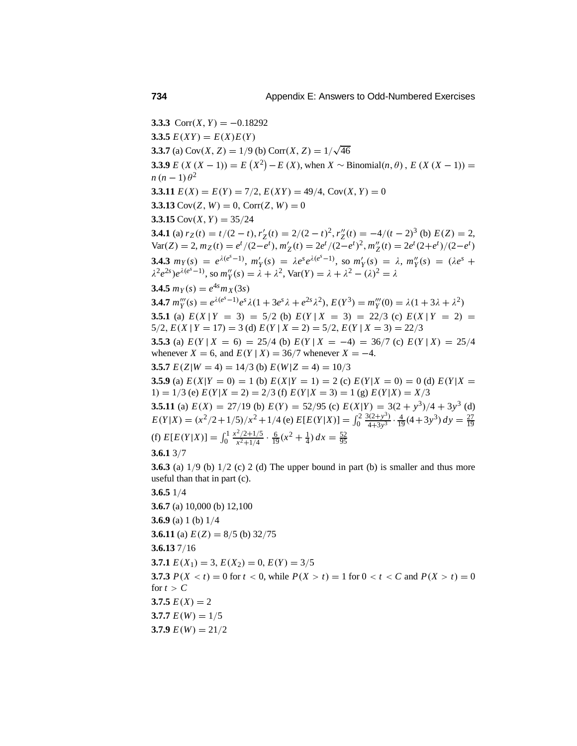**3.3.3** $\text{Corr}(X, Y) = -0.18292$

**3.3.5** $E(XY) = E(X)E(Y)$

**3.3.7** (a) $\text{Cov}(X, Z) = 1/9$ (b) $\text{Corr}(X, Z) = 1/\sqrt{46}$

**3.3.9** $E(X(X-1)) = E(X^2) - E(X)$, when $X \sim \text{Binomial}(n, \theta)$, $E(X(X-1)) = n(n-1)\theta^2$

**3.3.11** $E(X) = E(Y) = 7/2$, $E(XY) = 49/4$, $\text{Cov}(X, Y) = 0$

**3.3.13** $\text{Cov}(Z, W) = 0$, $\text{Corr}(Z, W) = 0$

**3.3.15** $\text{Cov}(X, Y) = 35/24$

**3.4.1** (a) $r_Z(t) = t/(2-t)$, $r_Z'(t) = 2/(2-t)^2$, $r_Z''(t) = -4/(t-2)^3$ (b) $E(Z) = 2$, $\text{Var}(Z) = 2$, $m_Z(t) = e^t/(2-e^t)$, $m_Z'(t) = 2e^t/(2-e^t)^2$, $m_Z''(t) = 2e^t(2+e^t)/(2-e^t)$

**3.4.3** $m_Y(s) = e^{\lambda(e^s-1)}$, $m_Y'(s) = \lambda e^s e^{\lambda(e^s-1)}$, so $m_Y'(s) = \lambda$, $m_Y''(s) = (\lambda e^s + \lambda^2 e^{2s})e^{\lambda(e^s-1)}$, so $m_Y''(s) = \lambda + \lambda^2$, $\text{Var}(Y) = \lambda + \lambda^2 - (\lambda)^2 = \lambda$

**3.4.5** $m_Y(s) = e^{4s} m_X(3s)$

**3.4.7** $m_Y'''(s) = e^{\lambda(e^s-1)} e^s \lambda(1 + 3e^s\lambda + e^{2s}\lambda^2)$, $E(Y^3) = m_Y'''(0) = \lambda(1 + 3\lambda + \lambda^2)$

**3.5.1** (a) $E(X \mid Y = 3) = 5/2$ (b) $E(Y \mid X = 3) = 22/3$ (c) $E(X \mid Y = 2) = 5/2$, $E(X \mid Y = 17) = 3$ (d) $E(Y \mid X = 2) = 5/2$, $E(Y \mid X = 3) = 22/3$

**3.5.3** (a) $E(Y \mid X = 6) = 25/4$ (b) $E(Y \mid X = -4) = 36/7$ (c) $E(Y \mid X) = 25/4$ whenever $X = 6$, and $E(Y \mid X) = 36/7$ whenever $X = -4$.

**3.5.7** $E(Z|W = 4) = 14/3$ (b) $E(W|Z = 4) = 10/3$

**3.5.9** (a) $E(X|Y = 0) = 1$ (b) $E(X|Y = 1) = 2$ (c) $E(Y|X = 0) = 0$ (d) $E(Y|X = 1) = 1/3$ (e) $E(Y|X = 2) = 2/3$ (f) $E(Y|X = 3) = 1$ (g) $E(Y|X) = X/3$

**3.5.11** (a) $E(X) = 27/19$ (b) $E(Y) = 52/95$ (c) $E(X|Y) = 3(2 + y^3)/4 + 3y^3$ (d) $E(Y|X) = (x^2/2 + 1/5)/x^2 + 1/4$ (e) $E[E(Y|X)] = \int_0^2 \frac{3(2+y^3)}{4+3y^3} \cdot \frac{4}{19}(4 + 3y^3)\, dy = \frac{27}{19}$ (f) $E[E(Y|X)] = \int_0^1 \frac{x^2/2+1/5}{x^2+1/4} \cdot \frac{6}{19}(x^2 + \frac{1}{4})\, dx = \frac{52}{95}$

**3.6.1** $3/7$

**3.6.3** (a) $1/9$ (b) $1/2$ (c) 2 (d) The upper bound in part (b) is smaller and thus more useful than that in part (c).

**3.6.5** $1/4$

**3.6.7** (a) 10,000 (b) 12,100

**3.6.9** (a) 1 (b) $1/4$

**3.6.11** (a) $E(Z) = 8/5$ (b) $32/75$

**3.6.13** $7/16$

**3.7.1** $E(X_1) = 3$, $E(X_2) = 0$, $E(Y) = 3/5$

**3.7.3** $P(X < t) = 0$ for $t < 0$, while $P(X > t) = 1$ for $0 < t < C$ and $P(X > t) = 0$ for $t > C$

**3.7.5** $E(X) = 2$

**3.7.7** $E(W) = 1/5$

**3.7.9** $E(W) = 21/2$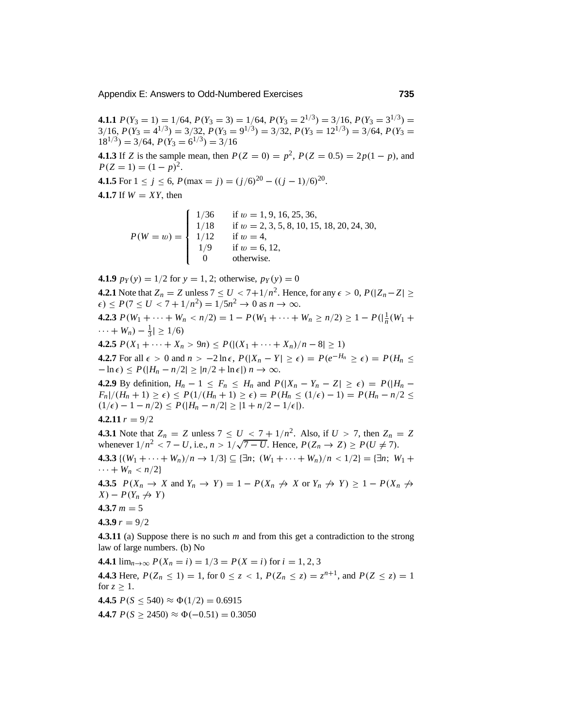**4.1.1** $P(Y_3 = 1) = 1/64$, $P(Y_3 = 3) = 1/64$, $P(Y_3 = 2^{1/3}) = 3/16$, $P(Y_3 = 3^{1/3}) = 3/16$, $P(Y_3 = 4^{1/3}) = 3/32$, $P(Y_3 = 9^{1/3}) = 3/32$, $P(Y_3 = 12^{1/3}) = 3/64$, $P(Y_3 = 18^{1/3}) = 3/64$, $P(Y_3 = 6^{1/3}) = 3/16$

**4.1.3** If $Z$ is the sample mean, then $P(Z = 0) = p^2$, $P(Z = 0.5) = 2p(1 - p)$, and $P(Z = 1) = (1 - p)^2$.

**4.1.5** For $1 \le j \le 6$, $P(\max = j) = (j/6)^{20} - ((j - 1)/6)^{20}$.

**4.1.7** If $W = XY$, then

$$P(W = w) = \begin{cases} 1/36 & \text{if } w = 1, 9, 16, 25, 36, \\ 1/18 & \text{if } w = 2, 3, 5, 8, 10, 15, 18, 20, 24, 30, \\ 1/12 & \text{if } w = 4, \\ 1/9 & \text{if } w = 6, 12, \\ 0 & \text{otherwise.} \end{cases}$$

**4.1.9** $p_Y(y) = 1/2$ for $y = 1, 2$; otherwise, $p_Y(y) = 0$

**4.2.1** Note that $Z_n = Z$ unless $7 \le U < 7 + 1/n^2$. Hence, for any $\epsilon > 0$, $P(|Z_n - Z| \ge \epsilon) \le P(7 \le U < 7 + 1/n^2) = 1/5n^2 \to 0$ as $n \to \infty$.

**4.2.3** $P(W_1 + \cdots + W_n < n/2) = 1 - P(W_1 + \cdots + W_n \ge n/2) \ge 1 - P(|\frac{1}{n}(W_1 + \cdots + W_n) - \frac{1}{3}| \ge 1/6)$

**4.2.5** $P(X_1 + \cdots + X_n > 9n) \le P(|(X_1 + \cdots + X_n)/n - 8| \ge 1)$

**4.2.7** For all $\epsilon > 0$ and $n > -2\ln\epsilon$, $P(|X_n - Y| \ge \epsilon) = P(e^{-H_n} \ge \epsilon) = P(H_n \le -\ln\epsilon) \le P(|H_n - n/2| \ge |n/2 + \ln\epsilon|)$ $n \to \infty$.

**4.2.9** By definition, $H_n - 1 \le F_n \le H_n$ and $P(|X_n - Y_n - Z| \ge \epsilon) = P(|H_n - F_n|/(H_n + 1) \ge \epsilon) \le P(1/(H_n + 1) \ge \epsilon) = P(H_n \le (1/\epsilon) - 1) = P(H_n - n/2 \le (1/\epsilon) - 1 - n/2) \le P(|H_n - n/2| \ge |1 + n/2 - 1/\epsilon|)$.

**4.2.11** $r = 9/2$

**4.3.1** Note that $Z_n = Z$ unless $7 \le U < 7 + 1/n^2$. Also, if $U > 7$, then $Z_n = Z$ whenever $1/n^2 < 7 - U$, i.e., $n > 1/\sqrt{7 - U}$. Hence, $P(Z_n \to Z) \ge P(U \ne 7)$.

**4.3.3** $\{(W_1 + \cdots + W_n)/n \to 1/3\} \subseteq \{\exists n;\ (W_1 + \cdots + W_n)/n < 1/2\} = \{\exists n;\ W_1 + \cdots + W_n < n/2\}$

**4.3.5** $P(X_n \to X \text{ and } Y_n \to Y) = 1 - P(X_n \not\to X \text{ or } Y_n \not\to Y) \ge 1 - P(X_n \not\to X) - P(Y_n \not\to Y)$

**4.3.7** $m = 5$

**4.3.9** $r = 9/2$

**4.3.11** (a) Suppose there is no such $m$ and from this get a contradiction to the strong law of large numbers. (b) No

**4.4.1** $\lim_{n\to\infty} P(X_n = i) = 1/3 = P(X = i)$ for $i = 1, 2, 3$

**4.4.3** Here, $P(Z_n \le 1) = 1$, for $0 \le z < 1$, $P(Z_n \le z) = z^{n+1}$, and $P(Z \le z) = 1$ for $z \ge 1$.

**4.4.5** $P(S \le 540) \approx \Phi(1/2) = 0.6915$

**4.4.7** $P(S \ge 2450) \approx \Phi(-0.51) = 0.3050$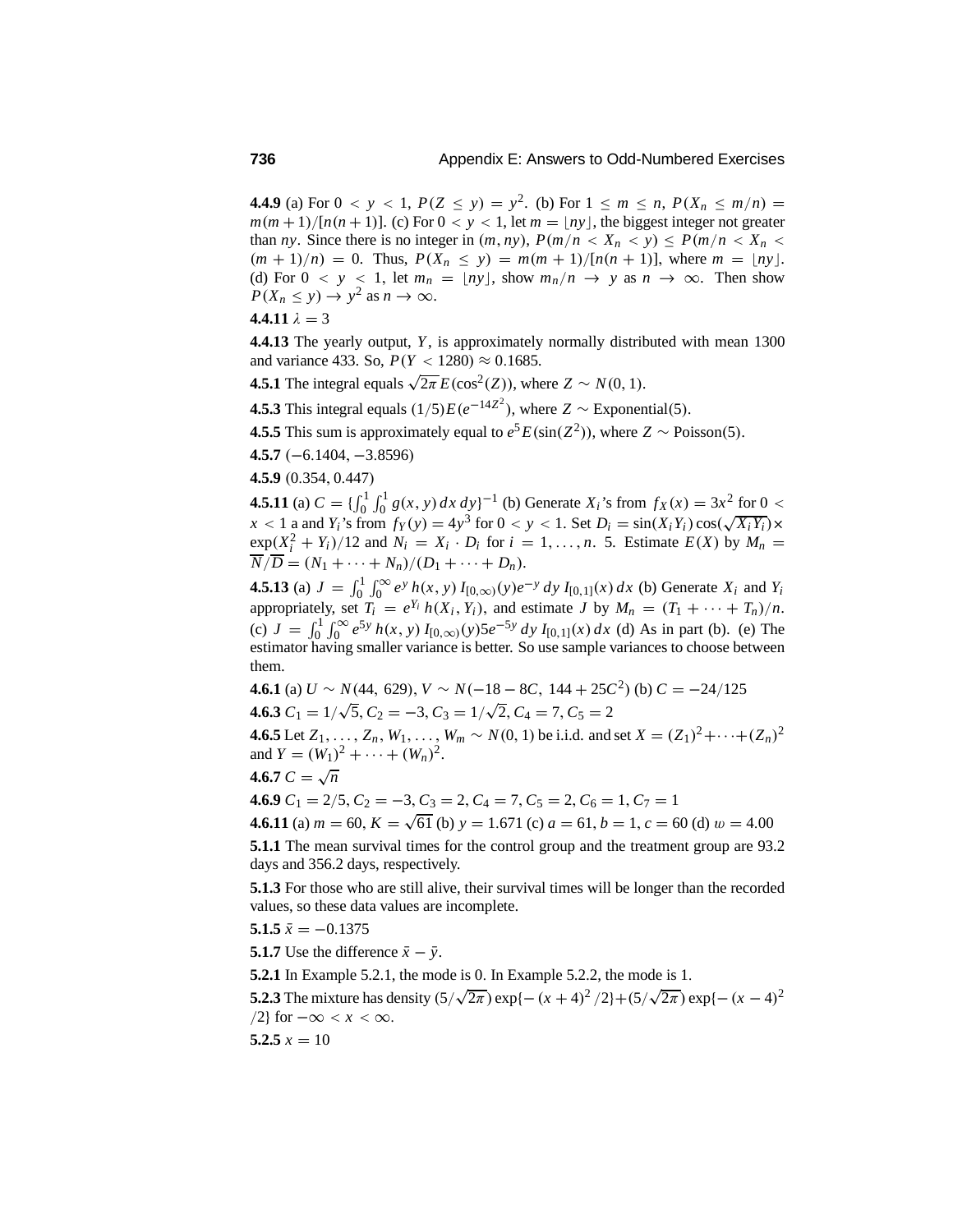**4.4.9** (a) For $0 < y < 1$, $P(Z \le y) = y^2$. (b) For $1 \le m \le n$, $P(X_n \le m/n) = m(m+1)/[n(n+1)]$. (c) For $0 < y < 1$, let $m = \lfloor ny \rfloor$, the biggest integer not greater than $ny$. Since there is no integer in $(m, ny)$, $P(m/n < X_n < y) \le P(m/n < X_n < (m+1)/n) = 0$. Thus, $P(X_n \le y) = m(m+1)/[n(n+1)]$, where $m = \lfloor ny \rfloor$. (d) For $0 < y < 1$, let $m_n = \lfloor ny \rfloor$, show $m_n/n \to y$ as $n \to \infty$. Then show $P(X_n \le y) \to y^2$ as $n \to \infty$.

**4.4.11** $\lambda = 3$

**4.4.13** The yearly output, $Y$, is approximately normally distributed with mean 1300 and variance 433. So, $P(Y < 1280) \approx 0.1685$.

**4.5.1** The integral equals $\sqrt{2\pi}\, E(\cos^2(Z))$, where $Z \sim N(0, 1)$.

**4.5.3** This integral equals $(1/5)E(e^{-14Z^2})$, where $Z \sim \text{Exponential}(5)$.

**4.5.5** This sum is approximately equal to $e^5 E(\sin(Z^2))$, where $Z \sim \text{Poisson}(5)$.

**4.5.7** $(-6.1404, -3.8596)$

**4.5.9** $(0.354, 0.447)$

**4.5.11** (a) $C = \{\int_0^1 \int_0^1 g(x, y)\, dx\, dy\}^{-1}$ (b) Generate $X_i$'s from $f_X(x) = 3x^2$ for $0 < x < 1$ a and $Y_i$'s from $f_Y(y) = 4y^3$ for $0 < y < 1$. Set $D_i = \sin(X_i Y_i) \cos(\sqrt{X_i Y_i}) \times \exp(X_i^2 + Y_i)/12$ and $N_i = X_i \cdot D_i$ for $i = 1, \ldots, n$. 5. Estimate $E(X)$ by $M_n = \overline{N}/\overline{D} = (N_1 + \cdots + N_n)/(D_1 + \cdots + D_n)$.

**4.5.13** (a) $J = \int_0^1 \int_0^\infty e^y\, h(x, y)\, I_{[0,\infty)}(y) e^{-y}\, dy\, I_{[0,1]}(x)\, dx$ (b) Generate $X_i$ and $Y_i$ appropriately, set $T_i = e^{Y_i}\, h(X_i, Y_i)$, and estimate $J$ by $M_n = (T_1 + \cdots + T_n)/n$. (c) $J = \int_0^1 \int_0^\infty e^{5y}\, h(x, y)\, I_{[0,\infty)}(y) 5e^{-5y}\, dy\, I_{[0,1]}(x)\, dx$ (d) As in part (b). (e) The estimator having smaller variance is better. So use sample variances to choose between them.

**4.6.1** (a) $U \sim N(44,\ 629)$, $V \sim N(-18 - 8C,\ 144 + 25C^2)$ (b) $C = -24/125$

**4.6.3** $C_1 = 1/\sqrt{5}$, $C_2 = -3$, $C_3 = 1/\sqrt{2}$, $C_4 = 7$, $C_5 = 2$

**4.6.5** Let $Z_1, \ldots, Z_n, W_1, \ldots, W_m \sim N(0, 1)$ be i.i.d. and set $X = (Z_1)^2 + \cdots + (Z_n)^2$ and $Y = (W_1)^2 + \cdots + (W_n)^2$.

**4.6.7** $C = \sqrt{n}$

**4.6.9** $C_1 = 2/5$, $C_2 = -3$, $C_3 = 2$, $C_4 = 7$, $C_5 = 2$, $C_6 = 1$, $C_7 = 1$

**4.6.11** (a) $m = 60$, $K = \sqrt{61}$ (b) $y = 1.671$ (c) $a = 61$, $b = 1$, $c = 60$ (d) $w = 4.00$

**5.1.1** The mean survival times for the control group and the treatment group are 93.2 days and 356.2 days, respectively.

**5.1.3** For those who are still alive, their survival times will be longer than the recorded values, so these data values are incomplete.

**5.1.5** $\bar{x} = -0.1375$

**5.1.7** Use the difference $\bar{x} - \bar{y}$.

**5.2.1** In Example 5.2.1, the mode is 0. In Example 5.2.2, the mode is 1.

**5.2.3** The mixture has density $(5/\sqrt{2\pi}) \exp\{-(x+4)^2/2\} + (5/\sqrt{2\pi}) \exp\{-(x-4)^2/2\}$ for $-\infty < x < \infty$.

**5.2.5** $x = 10$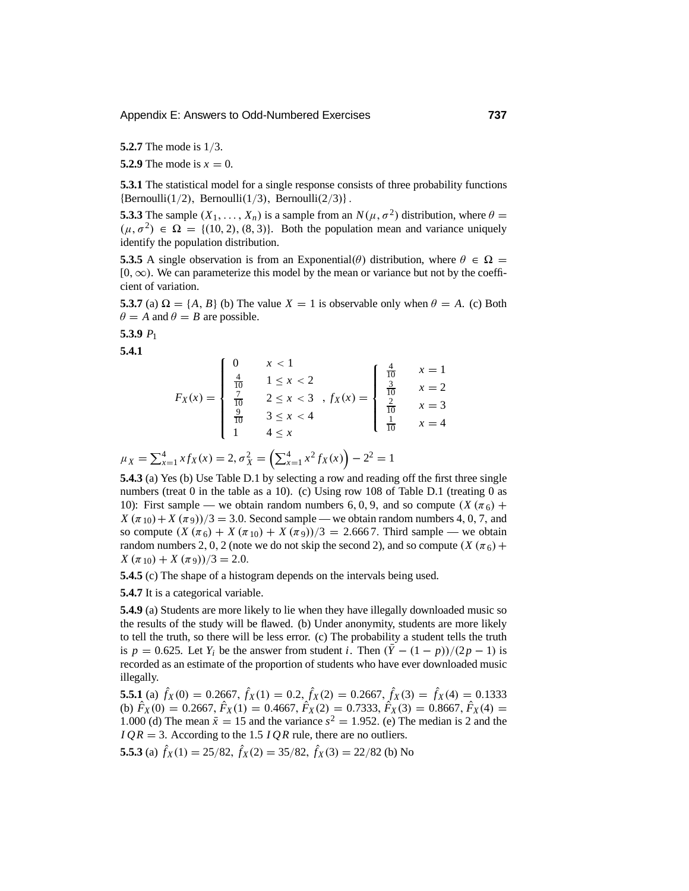**5.2.7** The mode is $1/3$.

**5.2.9** The mode is $x = 0$.

**5.3.1** The statistical model for a single response consists of three probability functions $\{\text{Bernoulli}(1/2),\ \text{Bernoulli}(1/3),\ \text{Bernoulli}(2/3)\}$.

**5.3.3** The sample $(X_1, \ldots, X_n)$ is a sample from an $N(\mu, \sigma^2)$ distribution, where $\theta = (\mu, \sigma^2) \in \Omega = \{(10, 2), (8, 3)\}$. Both the population mean and variance uniquely identify the population distribution.

**5.3.5** A single observation is from an Exponential($\theta$) distribution, where $\theta \in \Omega = [0, \infty)$. We can parameterize this model by the mean or variance but not by the coefficient of variation.

**5.3.7** (a) $\Omega = \{A, B\}$ (b) The value $X = 1$ is observable only when $\theta = A$. (c) Both $\theta = A$ and $\theta = B$ are possible.

**5.3.9** $P_1$

**5.4.1**

$$F_X(x) = \begin{cases} 0 & x < 1 \\ \frac{4}{10} & 1 \le x < 2 \\ \frac{7}{10} & 2 \le x < 3 \\ \frac{9}{10} & 3 \le x < 4 \\ 1 & 4 \le x \end{cases}, \quad f_X(x) = \begin{cases} \frac{4}{10} & x = 1 \\ \frac{3}{10} & x = 2 \\ \frac{2}{10} & x = 3 \\ \frac{1}{10} & x = 4 \end{cases}$$

$\mu_X = \sum_{x=1}^{4} x f_X(x) = 2$, $\sigma_X^2 = \left(\sum_{x=1}^{4} x^2 f_X(x)\right) - 2^2 = 1$

**5.4.3** (a) Yes (b) Use Table D.1 by selecting a row and reading off the first three single numbers (treat 0 in the table as a 10). (c) Using row 108 of Table D.1 (treating 0 as 10): First sample — we obtain random numbers 6, 0, 9, and so compute $(X(\pi_6) + X(\pi_{10}) + X(\pi_9))/3 = 3.0$. Second sample — we obtain random numbers 4, 0, 7, and so compute $(X(\pi_6) + X(\pi_{10}) + X(\pi_9))/3 = 2.6667$. Third sample — we obtain random numbers 2, 0, 2 (note we do not skip the second 2), and so compute $(X(\pi_6) + X(\pi_{10}) + X(\pi_9))/3 = 2.0$.

**5.4.5** (c) The shape of a histogram depends on the intervals being used.

**5.4.7** It is a categorical variable.

**5.4.9** (a) Students are more likely to lie when they have illegally downloaded music so the results of the study will be flawed. (b) Under anonymity, students are more likely to tell the truth, so there will be less error. (c) The probability a student tells the truth is $p = 0.625$. Let $Y_i$ be the answer from student $i$. Then $(\bar{Y} - (1-p))/(2p-1)$ is recorded as an estimate of the proportion of students who have ever downloaded music illegally.

**5.5.1** (a) $\hat{f}_X(0) = 0.2667$, $\hat{f}_X(1) = 0.2$, $\hat{f}_X(2) = 0.2667$, $\hat{f}_X(3) = \hat{f}_X(4) = 0.1333$ (b) $\hat{F}_X(0) = 0.2667$, $\hat{F}_X(1) = 0.4667$, $\hat{F}_X(2) = 0.7333$, $\hat{F}_X(3) = 0.8667$, $\hat{F}_X(4) = 1.000$ (d) The mean $\bar{x} = 15$ and the variance $s^2 = 1.952$. (e) The median is 2 and the $IQR = 3$. According to the 1.5 $IQR$ rule, there are no outliers.

**5.5.3** (a) $\hat{f}_X(1) = 25/82$, $\hat{f}_X(2) = 35/82$, $\hat{f}_X(3) = 22/82$ (b) No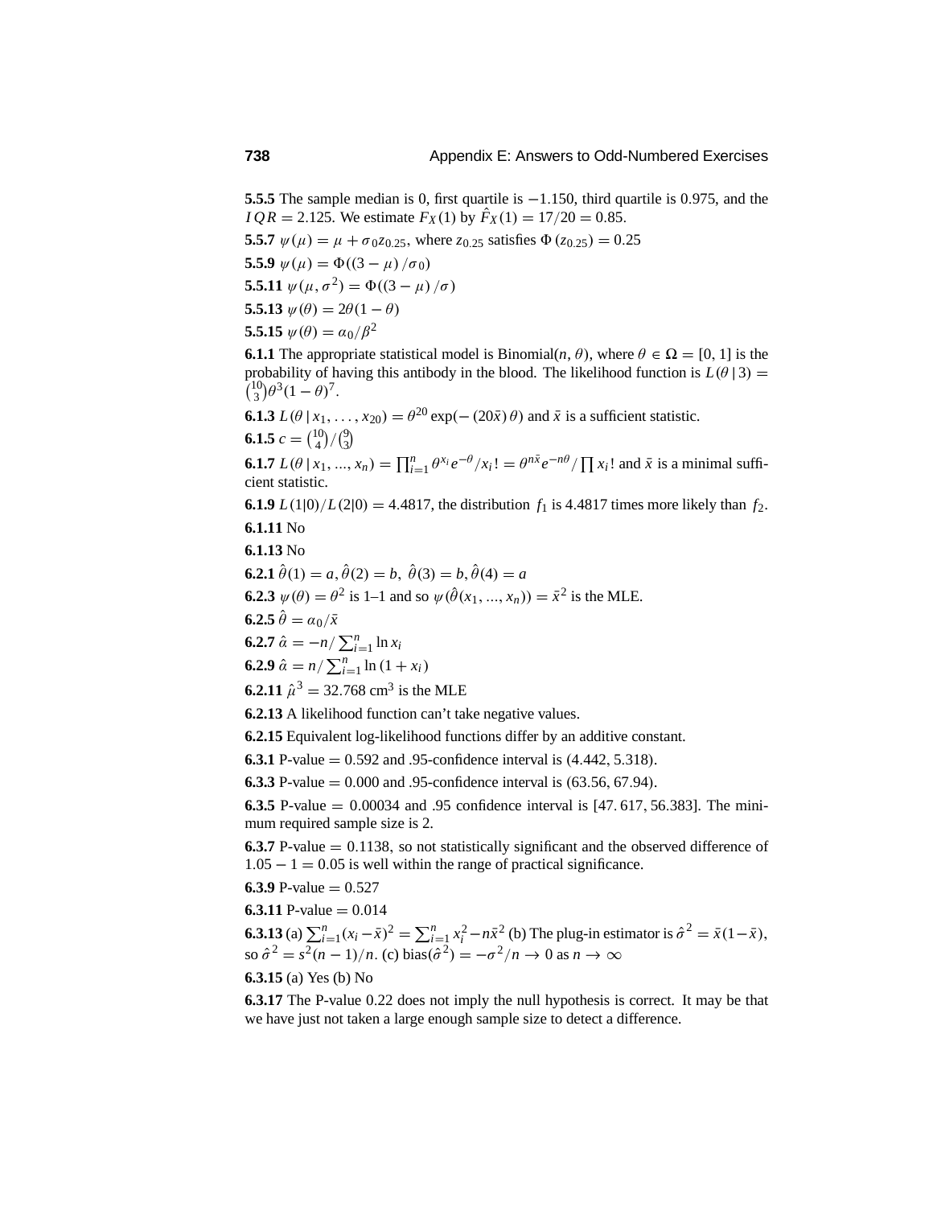**5.5.5** The sample median is 0, first quartile is $-1.150$, third quartile is 0.975, and the $IQR = 2.125$. We estimate $F_X(1)$ by $\hat{F}_X(1) = 17/20 = 0.85$.

**5.5.7** $\psi(\mu) = \mu + \sigma_0 z_{0.25}$, where $z_{0.25}$ satisfies $\Phi(z_{0.25}) = 0.25$

**5.5.9** $\psi(\mu) = \Phi((3 - \mu)/\sigma_0)$

**5.5.11** $\psi(\mu, \sigma^2) = \Phi((3 - \mu)/\sigma)$

**5.5.13** $\psi(\theta) = 2\theta(1 - \theta)$

**5.5.15** $\psi(\theta) = \alpha_0/\beta^2$

**6.1.1** The appropriate statistical model is Binomial$(n, \theta)$, where $\theta \in \Omega = [0, 1]$ is the probability of having this antibody in the blood. The likelihood function is $L(\theta \mid 3) = \binom{10}{3}\theta^3(1 - \theta)^7$.

**6.1.3** $L(\theta \mid x_1, \ldots, x_{20}) = \theta^{20}\exp(-(20\bar{x})\theta)$ and $\bar{x}$ is a sufficient statistic.

**6.1.5** $c = \binom{10}{4}/\binom{9}{3}$

**6.1.7** $L(\theta \mid x_1, ..., x_n) = \prod_{i=1}^n \theta^{x_i}e^{-\theta}/x_i! = \theta^{n\bar{x}}e^{-n\theta}/\prod x_i!$ and $\bar{x}$ is a minimal sufficient statistic.

**6.1.9** $L(1|0)/L(2|0) = 4.4817$, the distribution $f_1$ is 4.4817 times more likely than $f_2$.

**6.1.11** No

**6.1.13** No

**6.2.1** $\hat{\theta}(1) = a, \hat{\theta}(2) = b, \hat{\theta}(3) = b, \hat{\theta}(4) = a$

**6.2.3** $\psi(\theta) = \theta^2$ is 1–1 and so $\psi(\hat{\theta}(x_1, ..., x_n)) = \bar{x}^2$ is the MLE.

**6.2.5** $\hat{\theta} = \alpha_0/\bar{x}$

**6.2.7** $\hat{\alpha} = -n/\sum_{i=1}^n \ln x_i$

**6.2.9** $\hat{\alpha} = n/\sum_{i=1}^n \ln(1 + x_i)$

**6.2.11** $\hat{\mu}^3 = 32.768$ cm$^3$ is the MLE

**6.2.13** A likelihood function can't take negative values.

**6.2.15** Equivalent log-likelihood functions differ by an additive constant.

**6.3.1** P-value $= 0.592$ and .95-confidence interval is $(4.442, 5.318)$.

**6.3.3** P-value $= 0.000$ and .95-confidence interval is $(63.56, 67.94)$.

**6.3.5** P-value $= 0.00034$ and .95 confidence interval is $[47.617, 56.383]$. The minimum required sample size is 2.

**6.3.7** P-value $= 0.1138$, so not statistically significant and the observed difference of $1.05 - 1 = 0.05$ is well within the range of practical significance.

**6.3.9** P-value $= 0.527$

**6.3.11** P-value $= 0.014$

**6.3.13** (a) $\sum_{i=1}^n (x_i - \bar{x})^2 = \sum_{i=1}^n x_i^2 - n\bar{x}^2$ (b) The plug-in estimator is $\hat{\sigma}^2 = \bar{x}(1 - \bar{x})$, so $\hat{\sigma}^2 = s^2(n-1)/n$. (c) bias$(\hat{\sigma}^2) = -\sigma^2/n \to 0$ as $n \to \infty$

**6.3.15** (a) Yes (b) No

**6.3.17** The P-value 0.22 does not imply the null hypothesis is correct. It may be that we have just not taken a large enough sample size to detect a difference.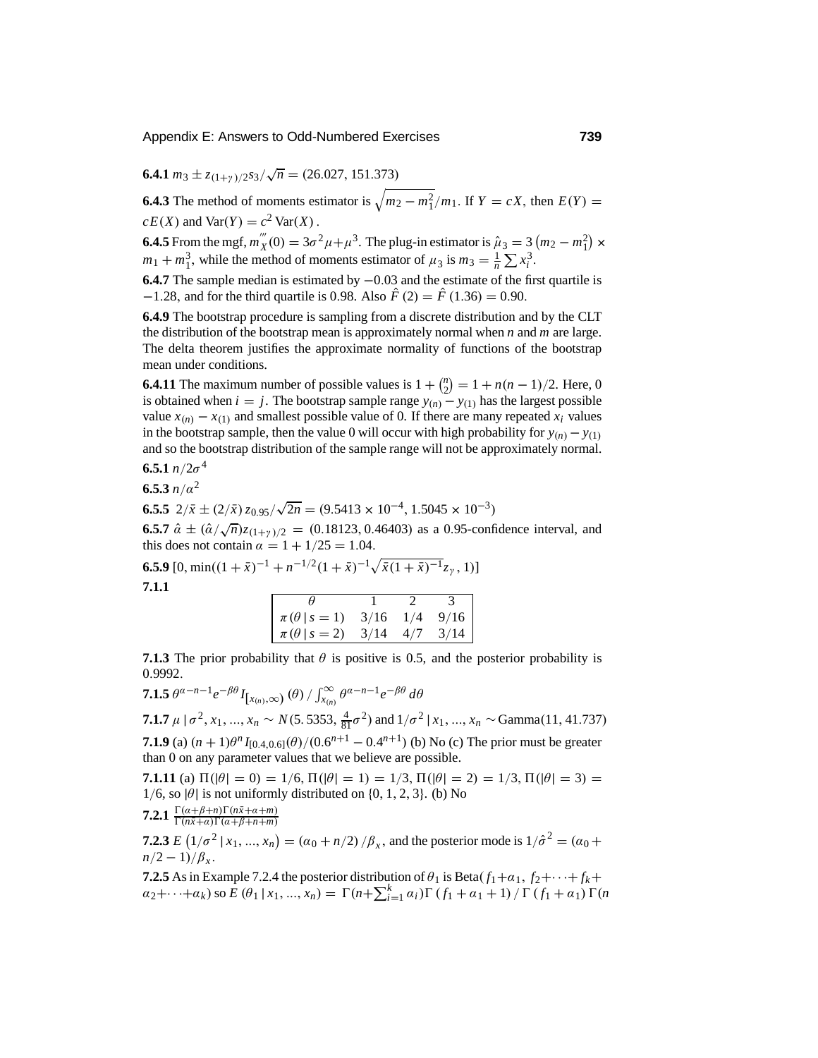**6.4.1** $m_3 \pm z_{(1+\gamma)/2} s_3/\sqrt{n} = (26.027, 151.373)$

**6.4.3** The method of moments estimator is $\sqrt{m_2 - m_1^2}/m_1$. If $Y = cX$, then $E(Y) = cE(X)$ and $\text{Var}(Y) = c^2\, \text{Var}(X)$.

**6.4.5** From the mgf, $m_X'''(0) = 3\sigma^2\mu + \mu^3$. The plug-in estimator is $\hat{\mu}_3 = 3\left(m_2 - m_1^2\right) \times m_1 + m_1^3$, while the method of moments estimator of $\mu_3$ is $m_3 = \frac{1}{n}\sum x_i^3$.

**6.4.7** The sample median is estimated by $-0.03$ and the estimate of the first quartile is $-1.28$, and for the third quartile is 0.98. Also $\hat{F}(2) = \hat{F}(1.36) = 0.90$.

**6.4.9** The bootstrap procedure is sampling from a discrete distribution and by the CLT the distribution of the bootstrap mean is approximately normal when $n$ and $m$ are large. The delta theorem justifies the approximate normality of functions of the bootstrap mean under conditions.

**6.4.11** The maximum number of possible values is $1 + \binom{n}{2} = 1 + n(n-1)/2$. Here, 0 is obtained when $i = j$. The bootstrap sample range $y_{(n)} - y_{(1)}$ has the largest possible value $x_{(n)} - x_{(1)}$ and smallest possible value of 0. If there are many repeated $x_i$ values in the bootstrap sample, then the value 0 will occur with high probability for $y_{(n)} - y_{(1)}$ and so the bootstrap distribution of the sample range will not be approximately normal.

**6.5.1** $n/2\sigma^4$

**6.5.3** $n/\alpha^2$

**6.5.5** $2/\bar{x} \pm (2/\bar{x})\, z_{0.95}/\sqrt{2n} = (9.5413 \times 10^{-4}, 1.5045 \times 10^{-3})$

**6.5.7** $\hat{\alpha} \pm (\hat{\alpha}/\sqrt{n}) z_{(1+\gamma)/2} = (0.18123, 0.46403)$ as a 0.95-confidence interval, and this does not contain $\alpha = 1 + 1/25 = 1.04$.

**6.5.9** $[0, \min((1+\bar{x})^{-1} + n^{-1/2}(1+\bar{x})^{-1}\sqrt{\bar{x}(1+\bar{x})^{-1}} z_\gamma, 1)]$

**7.1.1**

| $\theta$ | 1 | 2 | 3 |
|---|---|---|---|
| $\pi(\theta \mid s = 1)$ | $3/16$ | $1/4$ | $9/16$ |
| $\pi(\theta \mid s = 2)$ | $3/14$ | $4/7$ | $3/14$ |

**7.1.3** The prior probability that $\theta$ is positive is 0.5, and the posterior probability is 0.9992.

**7.1.5** $\theta^{\alpha-n-1} e^{-\beta\theta} I_{[x_{(n)},\infty)}(\theta) \,/\, \int_{x_{(n)}}^{\infty} \theta^{\alpha-n-1} e^{-\beta\theta}\, d\theta$

**7.1.7** $\mu \mid \sigma^2, x_1, ..., x_n \sim N(5.5353, \frac{4}{81}\sigma^2)$ and $1/\sigma^2 \mid x_1, ..., x_n \sim \text{Gamma}(11, 41.737)$

**7.1.9** (a) $(n+1)\theta^n I_{[0.4,0.6]}(\theta)/(0.6^{n+1} - 0.4^{n+1})$ (b) No (c) The prior must be greater than 0 on any parameter values that we believe are possible.

**7.1.11** (a) $\Pi(|\theta| = 0) = 1/6$, $\Pi(|\theta| = 1) = 1/3$, $\Pi(|\theta| = 2) = 1/3$, $\Pi(|\theta| = 3) = 1/6$, so $|\theta|$ is not uniformly distributed on $\{0, 1, 2, 3\}$. (b) No

**7.2.1** $\frac{\Gamma(\alpha+\beta+n)\Gamma(n\bar{x}+\alpha+m)}{\Gamma(n\bar{x}+\alpha)\Gamma(\alpha+\beta+n+m)}$

**7.2.3** $E\left(1/\sigma^2 \mid x_1, ..., x_n\right) = (\alpha_0 + n/2)/\beta_x$, and the posterior mode is $1/\hat{\sigma}^2 = (\alpha_0 + n/2 - 1)/\beta_x$.

**7.2.5** As in Example 7.2.4 the posterior distribution of $\theta_1$ is Beta$(f_1+\alpha_1,\ f_2+\cdots+f_k+\alpha_2+\cdots+\alpha_k)$ so $E(\theta_1 \mid x_1, ..., x_n) = \Gamma(n+\sum_{i=1}^{k}\alpha_i)\Gamma(f_1+\alpha_1+1) \,/\, \Gamma(f_1+\alpha_1)\Gamma(n$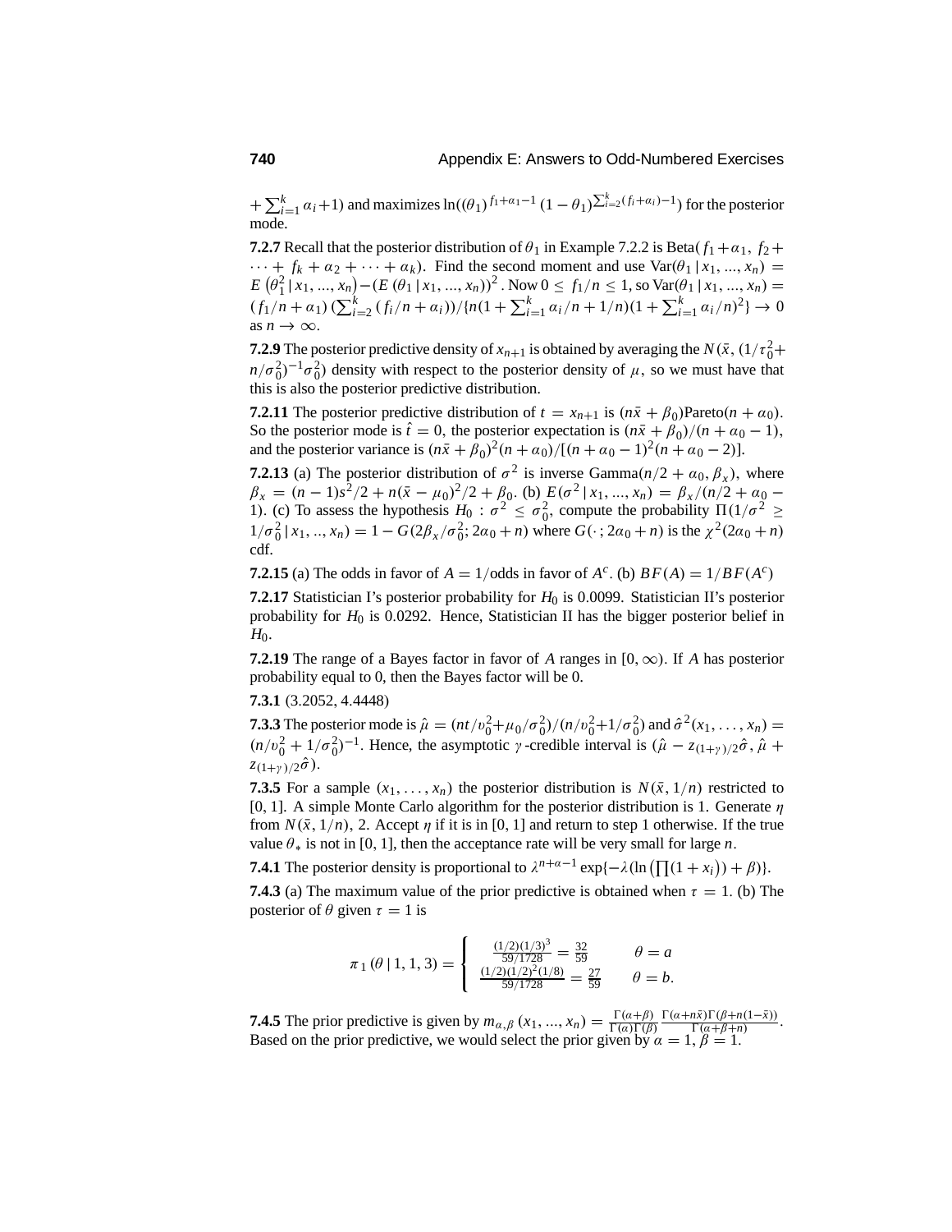$+\sum_{i=1}^{k}\alpha_i+1)$ and maximizes $\ln((\theta_1)^{f_1+\alpha_1-1}(1-\theta_1)^{\sum_{i=2}^{k}(f_i+\alpha_i)-1})$ for the posterior mode.

**7.2.7** Recall that the posterior distribution of $\theta_1$ in Example 7.2.2 is Beta$(f_1+\alpha_1,\ f_2+\cdots+f_k+\alpha_2+\cdots+\alpha_k)$. Find the second moment and use $\text{Var}(\theta_1\,|\,x_1,...,x_n) = E\left(\theta_1^2\,|\,x_1,...,x_n\right)-\left(E\left(\theta_1\,|\,x_1,...,x_n\right)\right)^2$. Now $0 \le f_1/n \le 1$, so $\text{Var}(\theta_1\,|\,x_1,...,x_n) = (f_1/n+\alpha_1)\left(\sum_{i=2}^{k}(f_i/n+\alpha_i)\right)/\{n(1+\sum_{i=1}^{k}\alpha_i/n+1/n)(1+\sum_{i=1}^{k}\alpha_i/n)^2\} \to 0$ as $n\to\infty$.

**7.2.9** The posterior predictive density of $x_{n+1}$ is obtained by averaging the $N(\bar{x},\,(1/\tau_0^2+n/\sigma_0^2)^{-1}\sigma_0^2)$ density with respect to the posterior density of $\mu$, so we must have that this is also the posterior predictive distribution.

**7.2.11** The posterior predictive distribution of $t = x_{n+1}$ is $(n\bar{x}+\beta_0)$Pareto$(n+\alpha_0)$. So the posterior mode is $\hat{t}=0$, the posterior expectation is $(n\bar{x}+\beta_0)/(n+\alpha_0-1)$, and the posterior variance is $(n\bar{x}+\beta_0)^2(n+\alpha_0)/[(n+\alpha_0-1)^2(n+\alpha_0-2)]$.

**7.2.13** (a) The posterior distribution of $\sigma^2$ is inverse Gamma$(n/2+\alpha_0,\beta_x)$, where $\beta_x = (n-1)s^2/2+n(\bar{x}-\mu_0)^2/2+\beta_0$. (b) $E(\sigma^2\,|\,x_1,...,x_n) = \beta_x/(n/2+\alpha_0-1)$. (c) To assess the hypothesis $H_0:\sigma^2\le\sigma_0^2$, compute the probability $\Pi(1/\sigma^2\ge 1/\sigma_0^2\,|\,x_1,..,x_n) = 1-G(2\beta_x/\sigma_0^2;2\alpha_0+n)$ where $G(\cdot\,;2\alpha_0+n)$ is the $\chi^2(2\alpha_0+n)$ cdf.

**7.2.15** (a) The odds in favor of $A = 1/$odds in favor of $A^c$. (b) $BF(A) = 1/BF(A^c)$

**7.2.17** Statistician I's posterior probability for $H_0$ is 0.0099. Statistician II's posterior probability for $H_0$ is 0.0292. Hence, Statistician II has the bigger posterior belief in $H_0$.

**7.2.19** The range of a Bayes factor in favor of $A$ ranges in $[0,\infty)$. If $A$ has posterior probability equal to 0, then the Bayes factor will be 0.

**7.3.1** (3.2052, 4.4448)

**7.3.3** The posterior mode is $\hat{\mu} = (nt/v_0^2+\mu_0/\sigma_0^2)/(n/v_0^2+1/\sigma_0^2)$ and $\hat{\sigma}^2(x_1,\ldots,x_n) = (n/v_0^2+1/\sigma_0^2)^{-1}$. Hence, the asymptotic $\gamma$-credible interval is $(\hat{\mu}-z_{(1+\gamma)/2}\hat{\sigma},\,\hat{\mu}+z_{(1+\gamma)/2}\hat{\sigma})$.

**7.3.5** For a sample $(x_1,\ldots,x_n)$ the posterior distribution is $N(\bar{x},1/n)$ restricted to $[0,1]$. A simple Monte Carlo algorithm for the posterior distribution is 1. Generate $\eta$ from $N(\bar{x},1/n)$, 2. Accept $\eta$ if it is in $[0,1]$ and return to step 1 otherwise. If the true value $\theta_*$ is not in $[0,1]$, then the acceptance rate will be very small for large $n$.

**7.4.1** The posterior density is proportional to $\lambda^{n+\alpha-1}\exp\{-\lambda(\ln\left(\prod(1+x_i)\right)+\beta)\}$.

**7.4.3** (a) The maximum value of the prior predictive is obtained when $\tau=1$. (b) The posterior of $\theta$ given $\tau=1$ is

$$\pi_1(\theta\,|\,1,1,3) = \begin{cases} \frac{(1/2)(1/3)^3}{59/1728} = \frac{32}{59} & \theta = a \\ \frac{(1/2)(1/2)^2(1/8)}{59/1728} = \frac{27}{59} & \theta = b. \end{cases}$$

**7.4.5** The prior predictive is given by $m_{\alpha,\beta}(x_1,...,x_n) = \frac{\Gamma(\alpha+\beta)}{\Gamma(\alpha)\Gamma(\beta)}\frac{\Gamma(\alpha+n\bar{x})\Gamma(\beta+n(1-\bar{x}))}{\Gamma(\alpha+\beta+n)}$. Based on the prior predictive, we would select the prior given by $\alpha=1,\beta=1$.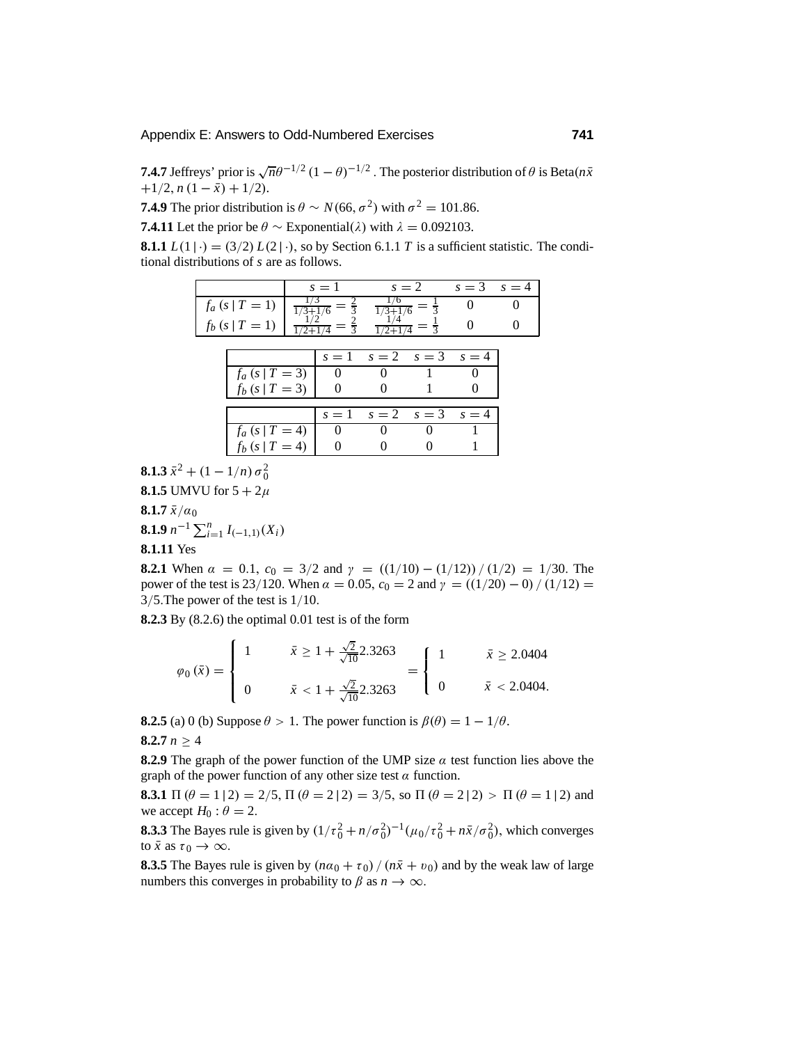**7.4.7** Jeffreys' prior is $\sqrt{n}\theta^{-1/2}(1-\theta)^{-1/2}$. The posterior distribution of $\theta$ is Beta$(n\bar{x} + 1/2, n(1-\bar{x}) + 1/2)$.

**7.4.9** The prior distribution is $\theta \sim N(66, \sigma^2)$ with $\sigma^2 = 101.86$.

**7.4.11** Let the prior be $\theta \sim$ Exponential$(\lambda)$ with $\lambda = 0.092103$.

**8.1.1** $L(1\,|\,\cdot) = (3/2)\,L(2\,|\,\cdot)$, so by Section 6.1.1 $T$ is a sufficient statistic. The conditional distributions of $s$ are as follows.

| | $s=1$ | $s=2$ | $s=3$ | $s=4$ |
|---|---|---|---|---|
| $f_a(s\,\|\,T=1)$ | $\frac{1/3}{1/3+1/6} = \frac{2}{3}$ | $\frac{1/6}{1/3+1/6} = \frac{1}{3}$ | 0 | 0 |
| $f_b(s\,\|\,T=1)$ | $\frac{1/2}{1/2+1/4} = \frac{2}{3}$ | $\frac{1/4}{1/2+1/4} = \frac{1}{3}$ | 0 | 0 |

| | $s=1$ | $s=2$ | $s=3$ | $s=4$ |
|---|---|---|---|---|
| $f_a(s\,\|\,T=3)$ | 0 | 0 | 1 | 0 |
| $f_b(s\,\|\,T=3)$ | 0 | 0 | 1 | 0 |

| | $s=1$ | $s=2$ | $s=3$ | $s=4$ |
|---|---|---|---|---|
| $f_a(s\,\|\,T=4)$ | 0 | 0 | 0 | 1 |
| $f_b(s\,\|\,T=4)$ | 0 | 0 | 0 | 1 |

**8.1.3** $\bar{x}^2 + (1 - 1/n)\,\sigma_0^2$

**8.1.5** UMVU for $5 + 2\mu$

**8.1.7** $\bar{x}/\alpha_0$

**8.1.9** $n^{-1}\sum_{i=1}^{n} I_{(-1,1)}(X_i)$

**8.1.11** Yes

**8.2.1** When $\alpha = 0.1$, $c_0 = 3/2$ and $\gamma = ((1/10) - (1/12))\,/\,(1/2) = 1/30$. The power of the test is $23/120$. When $\alpha = 0.05$, $c_0 = 2$ and $\gamma = ((1/20) - 0)\,/\,(1/12) = 3/5$. The power of the test is $1/10$.

**8.2.3** By (8.2.6) the optimal 0.01 test is of the form

$$\varphi_0(\bar{x}) = \begin{cases} 1 & \bar{x} \geq 1 + \frac{\sqrt{2}}{\sqrt{10}}2.3263 \\ 0 & \bar{x} < 1 + \frac{\sqrt{2}}{\sqrt{10}}2.3263 \end{cases} = \begin{cases} 1 & \bar{x} \geq 2.0404 \\ 0 & \bar{x} < 2.0404. \end{cases}$$

**8.2.5** (a) 0 (b) Suppose $\theta > 1$. The power function is $\beta(\theta) = 1 - 1/\theta$.

**8.2.7** $n \geq 4$

**8.2.9** The graph of the power function of the UMP size $\alpha$ test function lies above the graph of the power function of any other size test $\alpha$ function.

**8.3.1** $\Pi(\theta = 1\,|\,2) = 2/5$, $\Pi(\theta = 2\,|\,2) = 3/5$, so $\Pi(\theta = 2\,|\,2) > \Pi(\theta = 1\,|\,2)$ and we accept $H_0 : \theta = 2$.

**8.3.3** The Bayes rule is given by $(1/\tau_0^2 + n/\sigma_0^2)^{-1}(\mu_0/\tau_0^2 + n\bar{x}/\sigma_0^2)$, which converges to $\bar{x}$ as $\tau_0 \to \infty$.

**8.3.5** The Bayes rule is given by $(n\alpha_0 + \tau_0)\,/\,(n\bar{x} + \upsilon_0)$ and by the weak law of large numbers this converges in probability to $\beta$ as $n \to \infty$.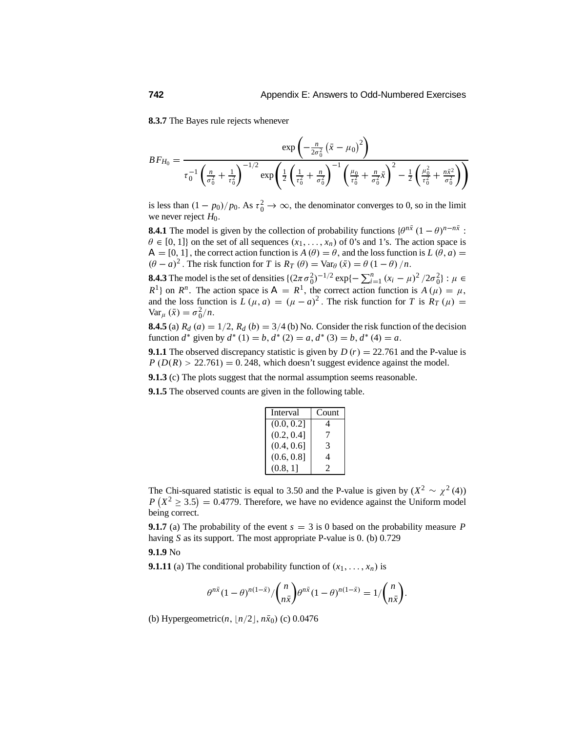**8.3.7** The Bayes rule rejects whenever

$$BF_{H_0} = \frac{\exp\left(-\frac{n}{2\sigma_0^2}\left(\bar{x} - \mu_0\right)^2\right)}{\tau_0^{-1}\left(\frac{n}{\sigma_0^2} + \frac{1}{\tau_0^2}\right)^{-1/2} \exp\left(\frac{1}{2}\left(\frac{1}{\tau_0^2} + \frac{n}{\sigma_0^2}\right)^{-1}\left(\frac{\mu_0}{\tau_0^2} + \frac{n}{\sigma_0^2}\bar{x}\right)^2 - \frac{1}{2}\left(\frac{\mu_0^2}{\tau_0^2} + \frac{n\bar{x}^2}{\sigma_0^2}\right)\right)}$$

is less than $(1 - p_0)/p_0$. As $\tau_0^2 \to \infty$, the denominator converges to 0, so in the limit we never reject $H_0$.

**8.4.1** The model is given by the collection of probability functions $\{\theta^{n\bar{x}}(1-\theta)^{n-n\bar{x}} : \theta \in [0,1]\}$ on the set of all sequences $(x_1, \ldots, x_n)$ of 0's and 1's. The action space is $\mathsf{A} = [0,1]$, the correct action function is $A(\theta) = \theta$, and the loss function is $L(\theta, a) = (\theta - a)^2$. The risk function for $T$ is $R_T(\theta) = \mathrm{Var}_\theta(\bar{x}) = \theta(1-\theta)/n$.

**8.4.3** The model is the set of densities $\{(2\pi\sigma_0^2)^{-1/2}\exp\{-\sum_{i=1}^n (x_i - \mu)^2/2\sigma_0^2\} : \mu \in R^1\}$ on $R^n$. The action space is $\mathsf{A} = R^1$, the correct action function is $A(\mu) = \mu$, and the loss function is $L(\mu, a) = (\mu - a)^2$. The risk function for $T$ is $R_T(\mu) = \mathrm{Var}_\mu(\bar{x}) = \sigma_0^2/n$.

**8.4.5** (a) $R_d(a) = 1/2$, $R_d(b) = 3/4$ (b) No. Consider the risk function of the decision function $d^*$ given by $d^*(1) = b$, $d^*(2) = a$, $d^*(3) = b$, $d^*(4) = a$.

**9.1.1** The observed discrepancy statistic is given by $D(r) = 22.761$ and the P-value is $P(D(R) > 22.761) = 0.248$, which doesn't suggest evidence against the model.

**9.1.3** (c) The plots suggest that the normal assumption seems reasonable.

**9.1.5** The observed counts are given in the following table.

| Interval | Count |
|---|---|
| (0.0, 0.2] | 4 |
| (0.2, 0.4] | 7 |
| (0.4, 0.6] | 3 |
| (0.6, 0.8] | 4 |
| (0.8, 1] | 2 |

The Chi-squared statistic is equal to 3.50 and the P-value is given by ($X^2 \sim \chi^2(4)$) $P\left(X^2 \geq 3.5\right) = 0.4779$. Therefore, we have no evidence against the Uniform model being correct.

**9.1.7** (a) The probability of the event $s = 3$ is 0 based on the probability measure $P$ having $S$ as its support. The most appropriate P-value is 0. (b) 0.729

**9.1.9** No

**9.1.11** (a) The conditional probability function of $(x_1, \ldots, x_n)$ is

$$\theta^{n\bar{x}}(1-\theta)^{n(1-\bar{x})} / \binom{n}{n\bar{x}} \theta^{n\bar{x}}(1-\theta)^{n(1-\bar{x})} = 1 / \binom{n}{n\bar{x}}.$$

(b) Hypergeometric($n, \lfloor n/2 \rfloor, n\bar{x}_0$) (c) 0.0476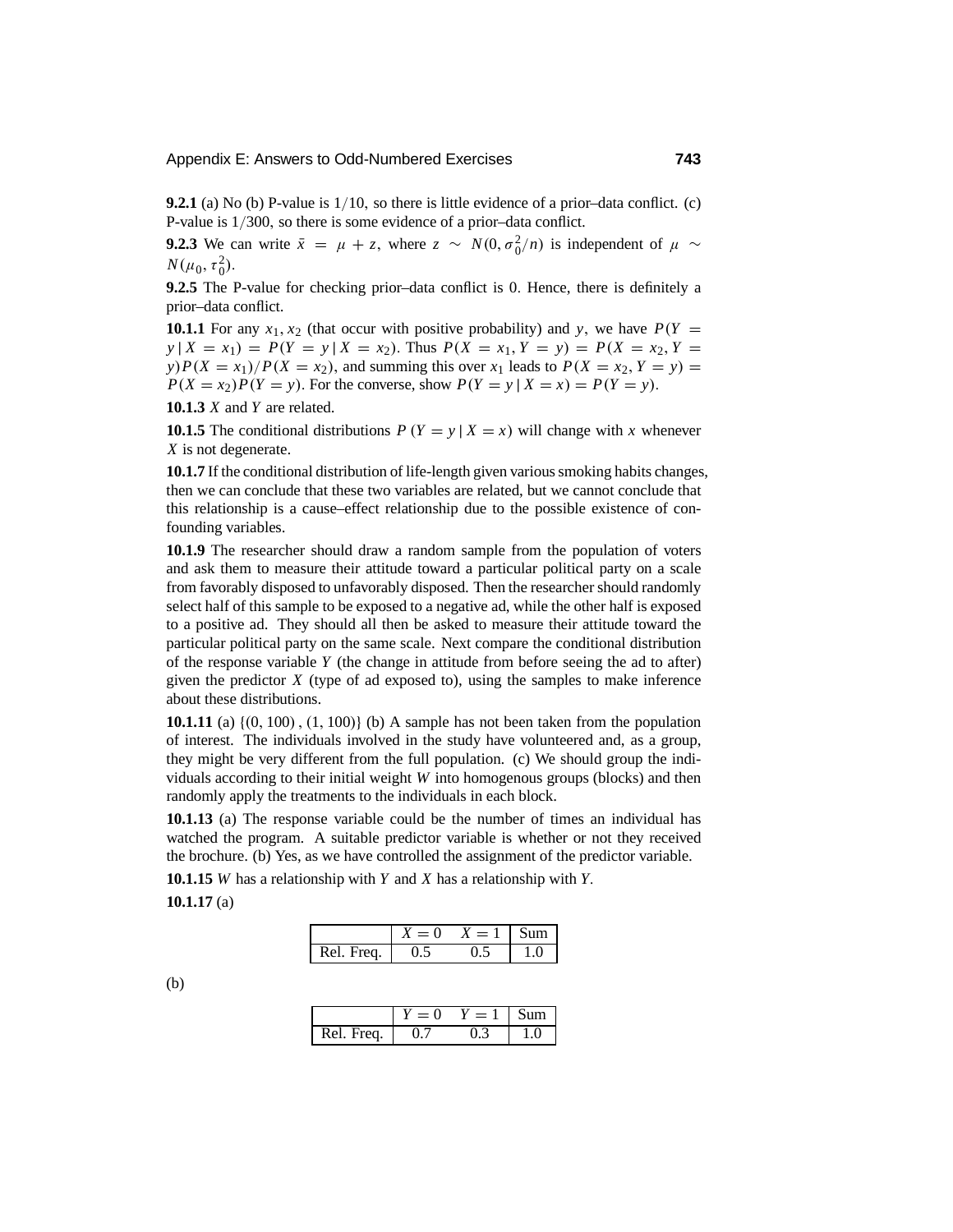**9.2.1** (a) No (b) P-value is $1/10$, so there is little evidence of a prior–data conflict. (c) P-value is $1/300$, so there is some evidence of a prior–data conflict.

**9.2.3** We can write $\bar{x} = \mu + z$, where $z \sim N(0, \sigma_0^2/n)$ is independent of $\mu \sim N(\mu_0, \tau_0^2)$.

**9.2.5** The P-value for checking prior–data conflict is 0. Hence, there is definitely a prior–data conflict.

**10.1.1** For any $x_1, x_2$ (that occur with positive probability) and $y$, we have $P(Y = y \mid X = x_1) = P(Y = y \mid X = x_2)$. Thus $P(X = x_1, Y = y) = P(X = x_2, Y = y)P(X = x_1)/P(X = x_2)$, and summing this over $x_1$ leads to $P(X = x_2, Y = y) = P(X = x_2)P(Y = y)$. For the converse, show $P(Y = y \mid X = x) = P(Y = y)$.

**10.1.3** $X$ and $Y$ are related.

**10.1.5** The conditional distributions $P(Y = y \mid X = x)$ will change with $x$ whenever $X$ is not degenerate.

**10.1.7** If the conditional distribution of life-length given various smoking habits changes, then we can conclude that these two variables are related, but we cannot conclude that this relationship is a cause–effect relationship due to the possible existence of confounding variables.

**10.1.9** The researcher should draw a random sample from the population of voters and ask them to measure their attitude toward a particular political party on a scale from favorably disposed to unfavorably disposed. Then the researcher should randomly select half of this sample to be exposed to a negative ad, while the other half is exposed to a positive ad. They should all then be asked to measure their attitude toward the particular political party on the same scale. Next compare the conditional distribution of the response variable $Y$ (the change in attitude from before seeing the ad to after) given the predictor $X$ (type of ad exposed to), using the samples to make inference about these distributions.

**10.1.11** (a) $\{(0, 100), (1, 100)\}$ (b) A sample has not been taken from the population of interest. The individuals involved in the study have volunteered and, as a group, they might be very different from the full population. (c) We should group the individuals according to their initial weight $W$ into homogenous groups (blocks) and then randomly apply the treatments to the individuals in each block.

**10.1.13** (a) The response variable could be the number of times an individual has watched the program. A suitable predictor variable is whether or not they received the brochure. (b) Yes, as we have controlled the assignment of the predictor variable.

**10.1.15** $W$ has a relationship with $Y$ and $X$ has a relationship with $Y$.

**10.1.17** (a)

| | $X = 0$ | $X = 1$ | Sum |
|---|---|---|---|
| Rel. Freq. | 0.5 | 0.5 | 1.0 |

(b)

| | $Y = 0$ | $Y = 1$ | Sum |
|---|---|---|---|
| Rel. Freq. | 0.7 | 0.3 | 1.0 |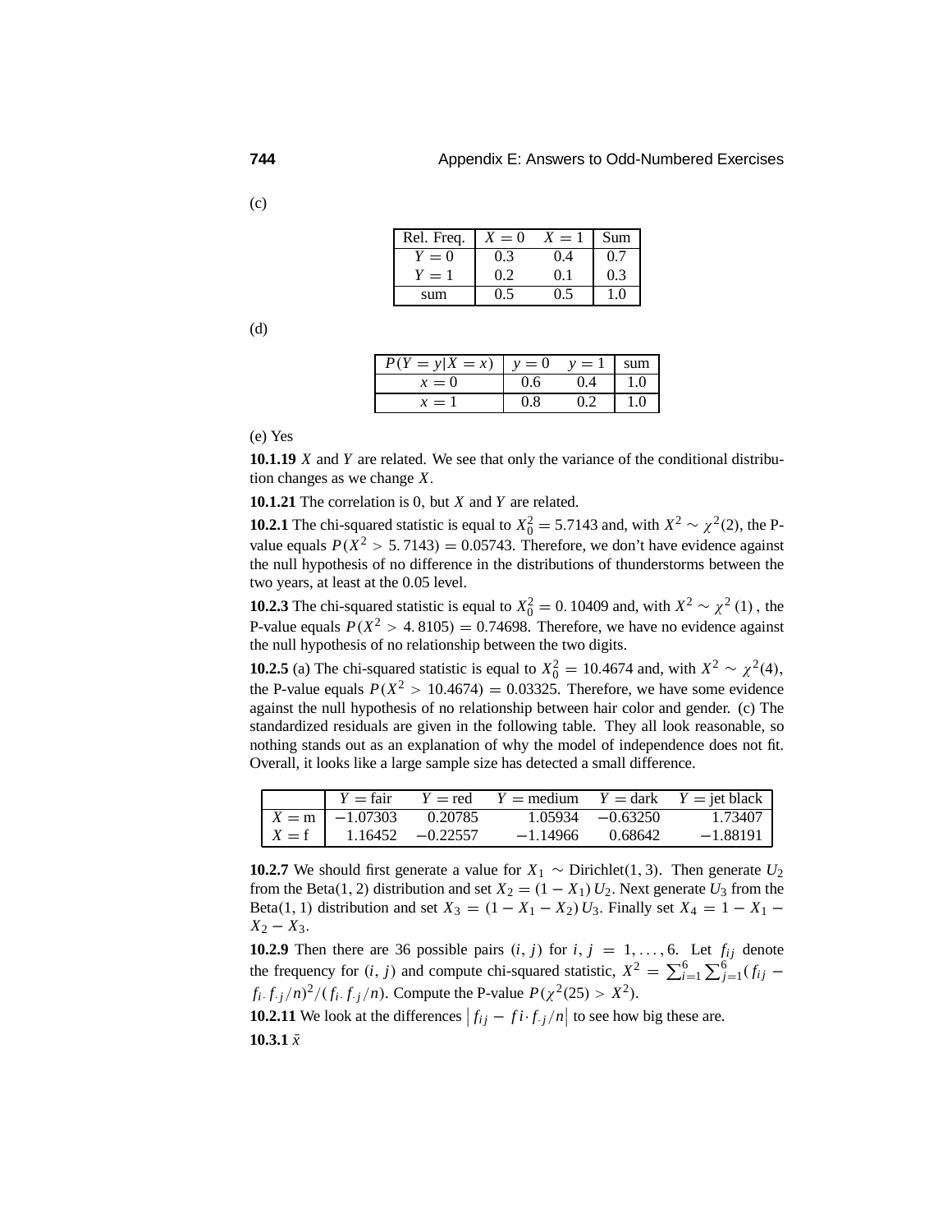(c)

| Rel. Freq. | $X = 0$ | $X = 1$ | Sum |
|---|---|---|---|
| $Y = 0$ | 0.3 | 0.4 | 0.7 |
| $Y = 1$ | 0.2 | 0.1 | 0.3 |
| sum | 0.5 | 0.5 | 1.0 |

(d)

| $P(Y = y \mid X = x)$ | $y = 0$ | $y = 1$ | sum |
|---|---|---|---|
| $x = 0$ | 0.6 | 0.4 | 1.0 |
| $x = 1$ | 0.8 | 0.2 | 1.0 |

(e) Yes

**10.1.19** $X$ and $Y$ are related. We see that only the variance of the conditional distribution changes as we change $X$.

**10.1.21** The correlation is 0, but $X$ and $Y$ are related.

**10.2.1** The chi-squared statistic is equal to $X_0^2 = 5.7143$ and, with $X^2 \sim \chi^2(2)$, the P-value equals $P(X^2 > 5.7143) = 0.05743$. Therefore, we don't have evidence against the null hypothesis of no difference in the distributions of thunderstorms between the two years, at least at the 0.05 level.

**10.2.3** The chi-squared statistic is equal to $X_0^2 = 0.10409$ and, with $X^2 \sim \chi^2(1)$, the P-value equals $P(X^2 > 4.8105) = 0.74698$. Therefore, we have no evidence against the null hypothesis of no relationship between the two digits.

**10.2.5** (a) The chi-squared statistic is equal to $X_0^2 = 10.4674$ and, with $X^2 \sim \chi^2(4)$, the P-value equals $P(X^2 > 10.4674) = 0.03325$. Therefore, we have some evidence against the null hypothesis of no relationship between hair color and gender. (c) The standardized residuals are given in the following table. They all look reasonable, so nothing stands out as an explanation of why the model of independence does not fit. Overall, it looks like a large sample size has detected a small difference.

| | $Y =$ fair | $Y =$ red | $Y =$ medium | $Y =$ dark | $Y =$ jet black |
|---|---|---|---|---|---|
| $X =$ m | $-1.07303$ | 0.20785 | 1.05934 | $-0.63250$ | 1.73407 |
| $X =$ f | 1.16452 | $-0.22557$ | $-1.14966$ | 0.68642 | $-1.88191$ |

**10.2.7** We should first generate a value for $X_1 \sim \text{Dirichlet}(1, 3)$. Then generate $U_2$ from the Beta(1, 2) distribution and set $X_2 = (1 - X_1)\, U_2$. Next generate $U_3$ from the Beta(1, 1) distribution and set $X_3 = (1 - X_1 - X_2)\, U_3$. Finally set $X_4 = 1 - X_1 - X_2 - X_3$.

**10.2.9** Then there are 36 possible pairs $(i, j)$ for $i, j = 1, \ldots, 6$. Let $f_{ij}$ denote the frequency for $(i, j)$ and compute chi-squared statistic, $X^2 = \sum_{i=1}^{6} \sum_{j=1}^{6} (f_{ij} - f_{i\cdot} f_{\cdot j}/n)^2 / (f_{i\cdot} f_{\cdot j}/n)$. Compute the P-value $P(\chi^2(25) > X^2)$.

**10.2.11** We look at the differences $\left| f_{ij} - f i\cdot f_{\cdot j}/n \right|$ to see how big these are.

**10.3.1** $\bar{x}$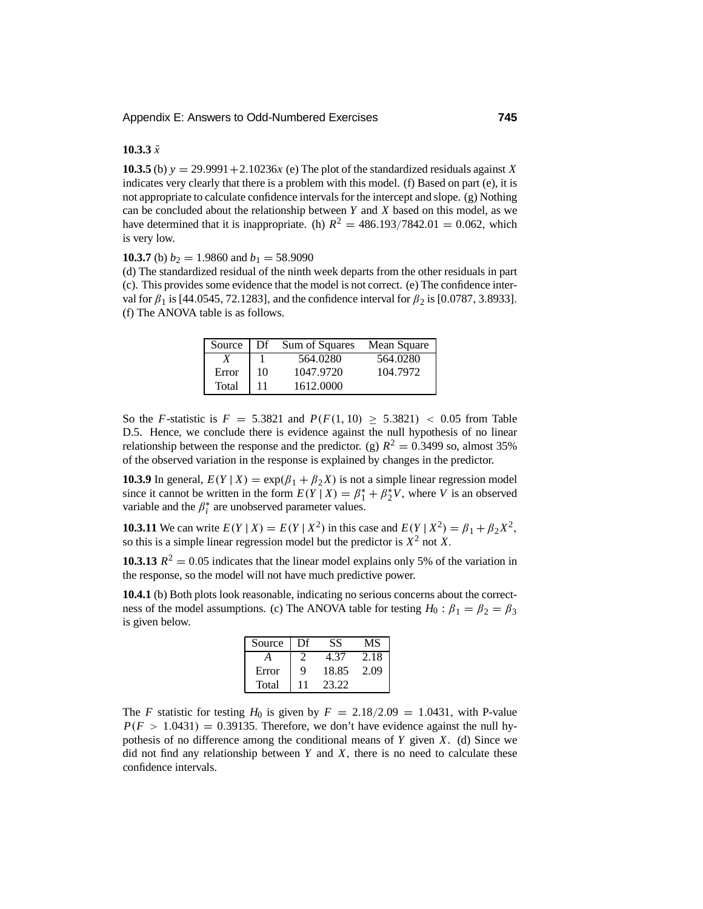**10.3.3** $\bar{x}$

**10.3.5** (b) $y = 29.9991 + 2.10236x$ (e) The plot of the standardized residuals against $X$ indicates very clearly that there is a problem with this model. (f) Based on part (e), it is not appropriate to calculate confidence intervals for the intercept and slope. (g) Nothing can be concluded about the relationship between $Y$ and $X$ based on this model, as we have determined that it is inappropriate. (h) $R^2 = 486.193/7842.01 = 0.062$, which is very low.

**10.3.7** (b) $b_2 = 1.9860$ and $b_1 = 58.9090$

(d) The standardized residual of the ninth week departs from the other residuals in part (c). This provides some evidence that the model is not correct. (e) The confidence interval for $\beta_1$ is [44.0545, 72.1283], and the confidence interval for $\beta_2$ is [0.0787, 3.8933]. (f) The ANOVA table is as follows.

| Source | Df | Sum of Squares | Mean Square |
|---|---|---|---|
| $X$ | 1 | 564.0280 | 564.0280 |
| Error | 10 | 1047.9720 | 104.7972 |
| Total | 11 | 1612.0000 | |

So the $F$-statistic is $F = 5.3821$ and $P(F(1, 10) \geq 5.3821) < 0.05$ from Table D.5. Hence, we conclude there is evidence against the null hypothesis of no linear relationship between the response and the predictor. (g) $R^2 = 0.3499$ so, almost 35% of the observed variation in the response is explained by changes in the predictor.

**10.3.9** In general, $E(Y \mid X) = \exp(\beta_1 + \beta_2 X)$ is not a simple linear regression model since it cannot be written in the form $E(Y \mid X) = \beta_1^* + \beta_2^* V$, where $V$ is an observed variable and the $\beta_i^*$ are unobserved parameter values.

**10.3.11** We can write $E(Y \mid X) = E(Y \mid X^2)$ in this case and $E(Y \mid X^2) = \beta_1 + \beta_2 X^2$, so this is a simple linear regression model but the predictor is $X^2$ not $X$.

**10.3.13** $R^2 = 0.05$ indicates that the linear model explains only 5% of the variation in the response, so the model will not have much predictive power.

**10.4.1** (b) Both plots look reasonable, indicating no serious concerns about the correctness of the model assumptions. (c) The ANOVA table for testing $H_0 : \beta_1 = \beta_2 = \beta_3$ is given below.

| Source | Df | SS | MS |
|---|---|---|---|
| $A$ | 2 | 4.37 | 2.18 |
| Error | 9 | 18.85 | 2.09 |
| Total | 11 | 23.22 | |

The $F$ statistic for testing $H_0$ is given by $F = 2.18/2.09 = 1.0431$, with P-value $P(F > 1.0431) = 0.39135$. Therefore, we don't have evidence against the null hypothesis of no difference among the conditional means of $Y$ given $X$. (d) Since we did not find any relationship between $Y$ and $X$, there is no need to calculate these confidence intervals.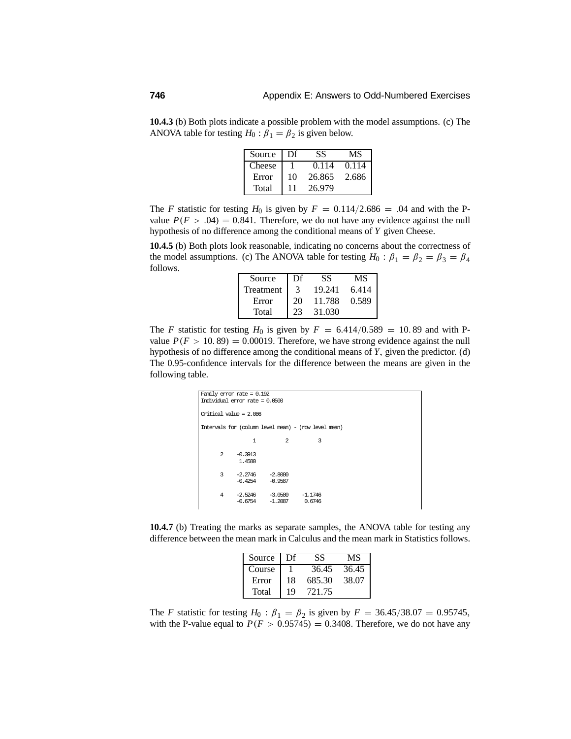**10.4.3** (b) Both plots indicate a possible problem with the model assumptions. (c) The ANOVA table for testing $H_0 : \beta_1 = \beta_2$ is given below.

| Source | Df | SS | MS |
|---|---|---|---|
| Cheese | 1 | 0.114 | 0.114 |
| Error | 10 | 26.865 | 2.686 |
| Total | 11 | 26.979 | |

The $F$ statistic for testing $H_0$ is given by $F = 0.114/2.686 = .04$ and with the P-value $P(F > .04) = 0.841$. Therefore, we do not have any evidence against the null hypothesis of no difference among the conditional means of $Y$ given Cheese.

**10.4.5** (b) Both plots look reasonable, indicating no concerns about the correctness of the model assumptions. (c) The ANOVA table for testing $H_0 : \beta_1 = \beta_2 = \beta_3 = \beta_4$ follows.

| Source | Df | SS | MS |
|---|---|---|---|
| Treatment | 3 | 19.241 | 6.414 |
| Error | 20 | 11.788 | 0.589 |
| Total | 23 | 31.030 | |

The $F$ statistic for testing $H_0$ is given by $F = 6.414/0.589 = 10.89$ and with P-value $P(F > 10.89) = 0.00019$. Therefore, we have strong evidence against the null hypothesis of no difference among the conditional means of $Y$, given the predictor. (d) The 0.95-confidence intervals for the difference between the means are given in the following table.

```
Family error rate = 0.192
Individual error rate = 0.0500

Critical value = 2.086

Intervals for (column level mean) - (row level mean)

              1         2         3

     2    -0.3913
           1.4580

     3    -2.2746    -2.8080
          -0.4254    -0.9587

     4    -2.5246    -3.0580    -1.1746
          -0.6754    -1.2087     0.6746
```

**10.4.7** (b) Treating the marks as separate samples, the ANOVA table for testing any difference between the mean mark in Calculus and the mean mark in Statistics follows.

| Source | Df | SS | MS |
|---|---|---|---|
| Course | 1 | 36.45 | 36.45 |
| Error | 18 | 685.30 | 38.07 |
| Total | 19 | 721.75 | |

The $F$ statistic for testing $H_0 : \beta_1 = \beta_2$ is given by $F = 36.45/38.07 = 0.95745$, with the P-value equal to $P(F > 0.95745) = 0.3408$. Therefore, we do not have any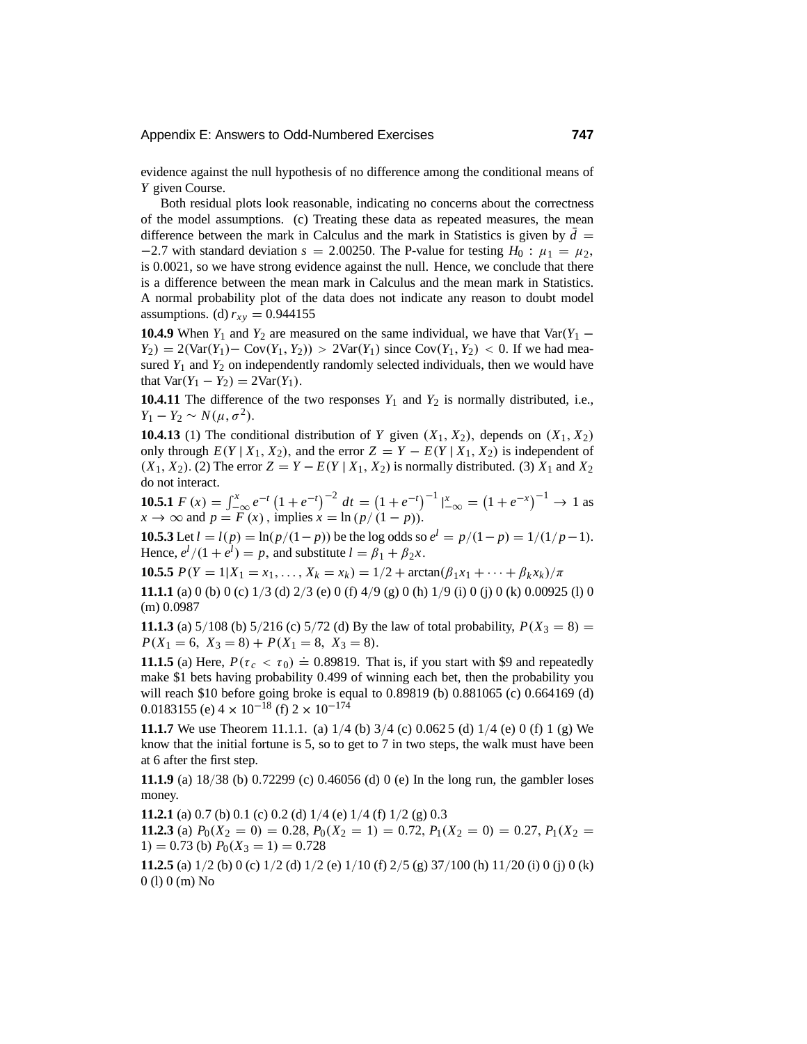evidence against the null hypothesis of no difference among the conditional means of $Y$ given Course.

Both residual plots look reasonable, indicating no concerns about the correctness of the model assumptions. (c) Treating these data as repeated measures, the mean difference between the mark in Calculus and the mark in Statistics is given by $\bar{d} = -2.7$ with standard deviation $s = 2.00250$. The P-value for testing $H_0 : \mu_1 = \mu_2$, is 0.0021, so we have strong evidence against the null. Hence, we conclude that there is a difference between the mean mark in Calculus and the mean mark in Statistics. A normal probability plot of the data does not indicate any reason to doubt model assumptions. (d) $r_{xy} = 0.944155$

**10.4.9** When $Y_1$ and $Y_2$ are measured on the same individual, we have that $\text{Var}(Y_1 - Y_2) = 2(\text{Var}(Y_1) - \text{Cov}(Y_1, Y_2)) > 2\text{Var}(Y_1)$ since $\text{Cov}(Y_1, Y_2) < 0$. If we had measured $Y_1$ and $Y_2$ on independently randomly selected individuals, then we would have that $\text{Var}(Y_1 - Y_2) = 2\text{Var}(Y_1)$.

**10.4.11** The difference of the two responses $Y_1$ and $Y_2$ is normally distributed, i.e., $Y_1 - Y_2 \sim N(\mu, \sigma^2)$.

**10.4.13** (1) The conditional distribution of $Y$ given $(X_1, X_2)$, depends on $(X_1, X_2)$ only through $E(Y \mid X_1, X_2)$, and the error $Z = Y - E(Y \mid X_1, X_2)$ is independent of $(X_1, X_2)$. (2) The error $Z = Y - E(Y \mid X_1, X_2)$ is normally distributed. (3) $X_1$ and $X_2$ do not interact.

**10.5.1** $F(x) = \int_{-\infty}^{x} e^{-t}\left(1 + e^{-t}\right)^{-2} dt = \left(1 + e^{-t}\right)^{-1} |_{-\infty}^{x} = \left(1 + e^{-x}\right)^{-1} \to 1$ as $x \to \infty$ and $p = F(x)$, implies $x = \ln(p/(1-p))$.

**10.5.3** Let $l = l(p) = \ln(p/(1-p))$ be the log odds so $e^l = p/(1-p) = 1/(1/p - 1)$. Hence, $e^l/(1 + e^l) = p$, and substitute $l = \beta_1 + \beta_2 x$.

**10.5.5** $P(Y = 1 | X_1 = x_1, \ldots, X_k = x_k) = 1/2 + \arctan(\beta_1 x_1 + \cdots + \beta_k x_k)/\pi$

**11.1.1** (a) 0 (b) 0 (c) 1/3 (d) 2/3 (e) 0 (f) 4/9 (g) 0 (h) 1/9 (i) 0 (j) 0 (k) 0.00925 (l) 0 (m) 0.0987

**11.1.3** (a) 5/108 (b) 5/216 (c) 5/72 (d) By the law of total probability, $P(X_3 = 8) = P(X_1 = 6,\ X_3 = 8) + P(X_1 = 8,\ X_3 = 8)$.

**11.1.5** (a) Here, $P(\tau_c < \tau_0) \doteq 0.89819$. That is, if you start with \$9 and repeatedly make \$1 bets having probability 0.499 of winning each bet, then the probability you will reach \$10 before going broke is equal to 0.89819 (b) 0.881065 (c) 0.664169 (d) 0.0183155 (e) $4 \times 10^{-18}$ (f) $2 \times 10^{-174}$

**11.1.7** We use Theorem 11.1.1. (a) 1/4 (b) 3/4 (c) 0.0625 (d) 1/4 (e) 0 (f) 1 (g) We know that the initial fortune is 5, so to get to 7 in two steps, the walk must have been at 6 after the first step.

**11.1.9** (a) 18/38 (b) 0.72299 (c) 0.46056 (d) 0 (e) In the long run, the gambler loses money.

**11.2.1** (a) 0.7 (b) 0.1 (c) 0.2 (d) 1/4 (e) 1/4 (f) 1/2 (g) 0.3

**11.2.3** (a) $P_0(X_2 = 0) = 0.28$, $P_0(X_2 = 1) = 0.72$, $P_1(X_2 = 0) = 0.27$, $P_1(X_2 = 1) = 0.73$ (b) $P_0(X_3 = 1) = 0.728$

**11.2.5** (a) 1/2 (b) 0 (c) 1/2 (d) 1/2 (e) 1/10 (f) 2/5 (g) 37/100 (h) 11/20 (i) 0 (j) 0 (k) 0 (l) 0 (m) No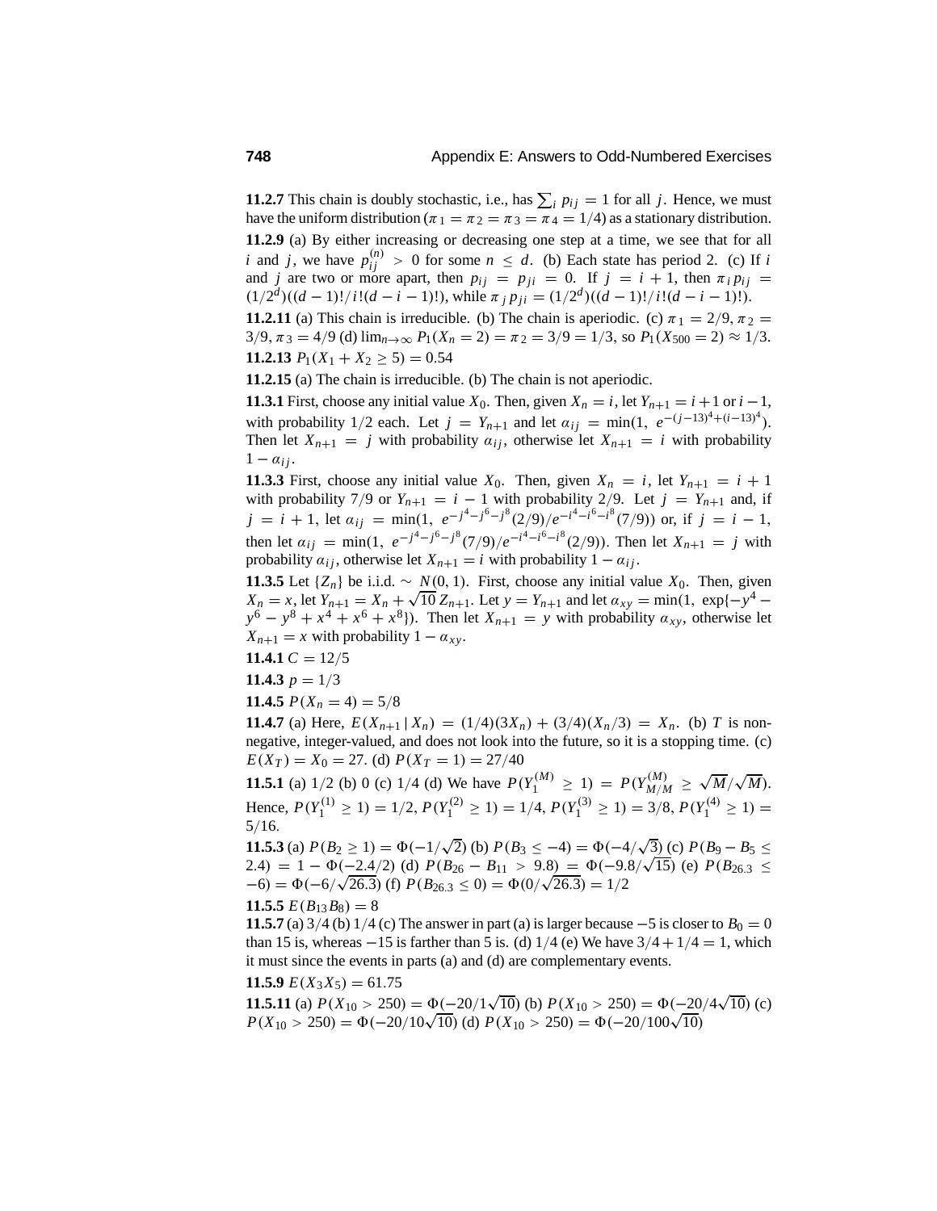**11.2.7** This chain is doubly stochastic, i.e., has $\sum_i p_{ij} = 1$ for all $j$. Hence, we must have the uniform distribution ($\pi_1 = \pi_2 = \pi_3 = \pi_4 = 1/4$) as a stationary distribution.

**11.2.9** (a) By either increasing or decreasing one step at a time, we see that for all $i$ and $j$, we have $p_{ij}^{(n)} > 0$ for some $n \leq d$. (b) Each state has period 2. (c) If $i$ and $j$ are two or more apart, then $p_{ij} = p_{ji} = 0$. If $j = i+1$, then $\pi_i p_{ij} = (1/2^d)((d-1)!/i!(d-i-1)!)$, while $\pi_j p_{ji} = (1/2^d)((d-1)!/i!(d-i-1)!)$.

**11.2.11** (a) This chain is irreducible. (b) The chain is aperiodic. (c) $\pi_1 = 2/9, \pi_2 = 3/9, \pi_3 = 4/9$ (d) $\lim_{n\to\infty} P_1(X_n = 2) = \pi_2 = 3/9 = 1/3$, so $P_1(X_{500} = 2) \approx 1/3$.

**11.2.13** $P_1(X_1 + X_2 \geq 5) = 0.54$

**11.2.15** (a) The chain is irreducible. (b) The chain is not aperiodic.

**11.3.1** First, choose any initial value $X_0$. Then, given $X_n = i$, let $Y_{n+1} = i+1$ or $i-1$, with probability 1/2 each. Let $j = Y_{n+1}$ and let $\alpha_{ij} = \min(1,\ e^{-(j-13)^4 + (i-13)^4})$. Then let $X_{n+1} = j$ with probability $\alpha_{ij}$, otherwise let $X_{n+1} = i$ with probability $1 - \alpha_{ij}$.

**11.3.3** First, choose any initial value $X_0$. Then, given $X_n = i$, let $Y_{n+1} = i+1$ with probability 7/9 or $Y_{n+1} = i-1$ with probability 2/9. Let $j = Y_{n+1}$ and, if $j = i+1$, let $\alpha_{ij} = \min(1,\ e^{-j^4 - j^6 - j^8}(2/9)/e^{-i^4 - i^6 - i^8}(7/9))$ or, if $j = i-1$, then let $\alpha_{ij} = \min(1,\ e^{-j^4 - j^6 - j^8}(7/9)/e^{-i^4 - i^6 - i^8}(2/9))$. Then let $X_{n+1} = j$ with probability $\alpha_{ij}$, otherwise let $X_{n+1} = i$ with probability $1 - \alpha_{ij}$.

**11.3.5** Let $\{Z_n\}$ be i.i.d. $\sim N(0,1)$. First, choose any initial value $X_0$. Then, given $X_n = x$, let $Y_{n+1} = X_n + \sqrt{10}\, Z_{n+1}$. Let $y = Y_{n+1}$ and let $\alpha_{xy} = \min(1,\ \exp\{-y^4 - y^6 - y^8 + x^4 + x^6 + x^8\})$. Then let $X_{n+1} = y$ with probability $\alpha_{xy}$, otherwise let $X_{n+1} = x$ with probability $1 - \alpha_{xy}$.

**11.4.1** $C = 12/5$

**11.4.3** $p = 1/3$

**11.4.5** $P(X_n = 4) = 5/8$

**11.4.7** (a) Here, $E(X_{n+1} \mid X_n) = (1/4)(3X_n) + (3/4)(X_n/3) = X_n$. (b) $T$ is nonnegative, integer-valued, and does not look into the future, so it is a stopping time. (c) $E(X_T) = X_0 = 27$. (d) $P(X_T = 1) = 27/40$

**11.5.1** (a) 1/2 (b) 0 (c) 1/4 (d) We have $P(Y_1^{(M)} \geq 1) = P(Y_{M/M}^{(M)} \geq \sqrt{M}/\sqrt{M})$. Hence, $P(Y_1^{(1)} \geq 1) = 1/2$, $P(Y_1^{(2)} \geq 1) = 1/4$, $P(Y_1^{(3)} \geq 1) = 3/8$, $P(Y_1^{(4)} \geq 1) = 5/16$.

**11.5.3** (a) $P(B_2 \geq 1) = \Phi(-1/\sqrt{2})$ (b) $P(B_3 \leq -4) = \Phi(-4/\sqrt{3})$ (c) $P(B_9 - B_5 \leq 2.4) = 1 - \Phi(-2.4/2)$ (d) $P(B_{26} - B_{11} > 9.8) = \Phi(-9.8/\sqrt{15})$ (e) $P(B_{26.3} \leq -6) = \Phi(-6/\sqrt{26.3})$ (f) $P(B_{26.3} \leq 0) = \Phi(0/\sqrt{26.3}) = 1/2$

**11.5.5** $E(B_{13}B_8) = 8$

**11.5.7** (a) 3/4 (b) 1/4 (c) The answer in part (a) is larger because $-5$ is closer to $B_0 = 0$ than 15 is, whereas $-15$ is farther than 5 is. (d) 1/4 (e) We have $3/4 + 1/4 = 1$, which it must since the events in parts (a) and (d) are complementary events.

**11.5.9** $E(X_3 X_5) = 61.75$

**11.5.11** (a) $P(X_{10} > 250) = \Phi(-20/1\sqrt{10})$ (b) $P(X_{10} > 250) = \Phi(-20/4\sqrt{10})$ (c) $P(X_{10} > 250) = \Phi(-20/10\sqrt{10})$ (d) $P(X_{10} > 250) = \Phi(-20/100\sqrt{10})$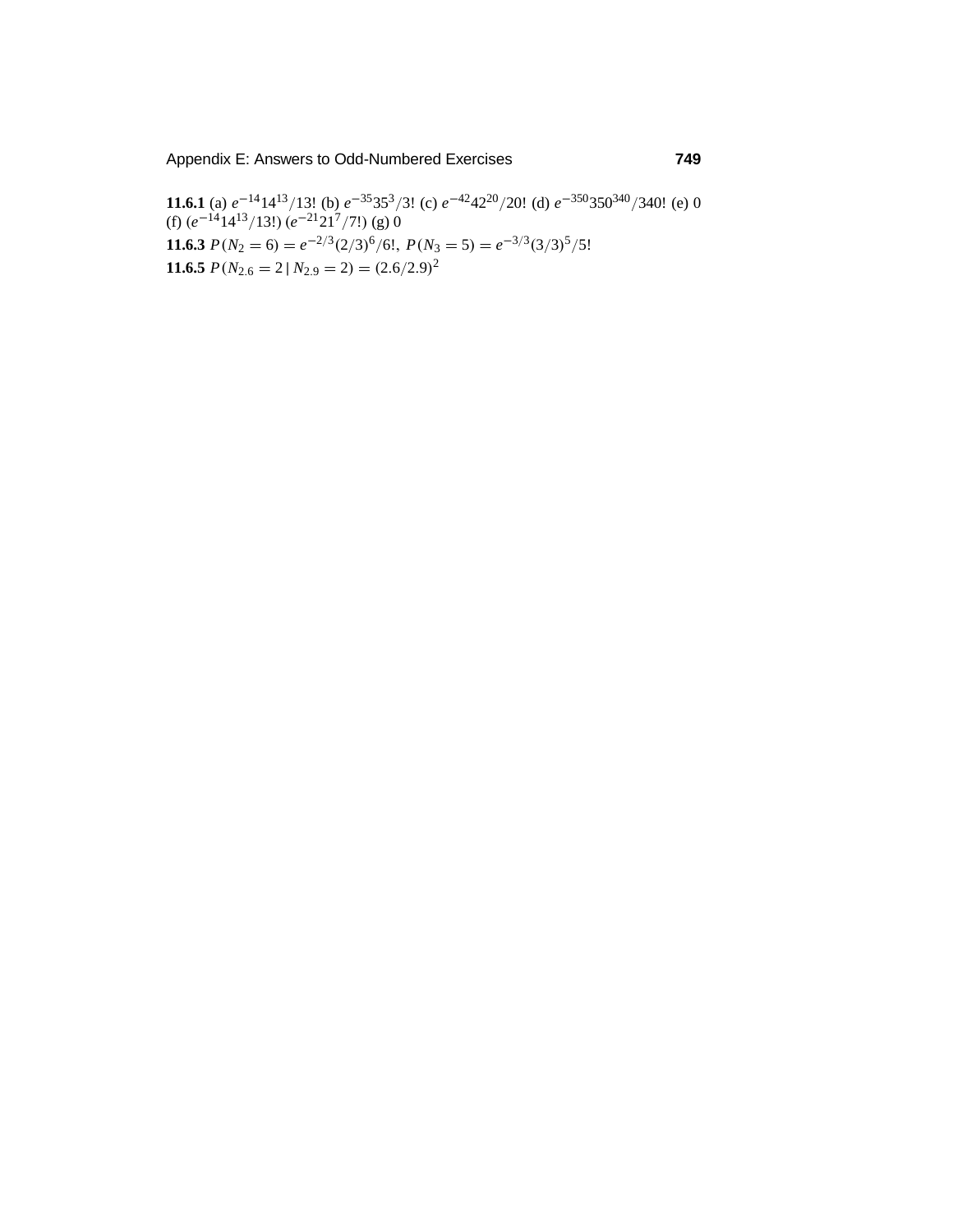**11.6.1** (a) $e^{-14}14^{13}/13!$ (b) $e^{-35}35^{3}/3!$ (c) $e^{-42}42^{20}/20!$ (d) $e^{-350}350^{340}/340!$ (e) 0 (f) $(e^{-14}14^{13}/13!)\,(e^{-21}21^{7}/7!)$ (g) 0

**11.6.3** $P(N_2 = 6) = e^{-2/3}(2/3)^6/6!,\ P(N_3 = 5) = e^{-3/3}(3/3)^5/5!$

**11.6.5** $P(N_{2.6} = 2 \mid N_{2.9} = 2) = (2.6/2.9)^2$